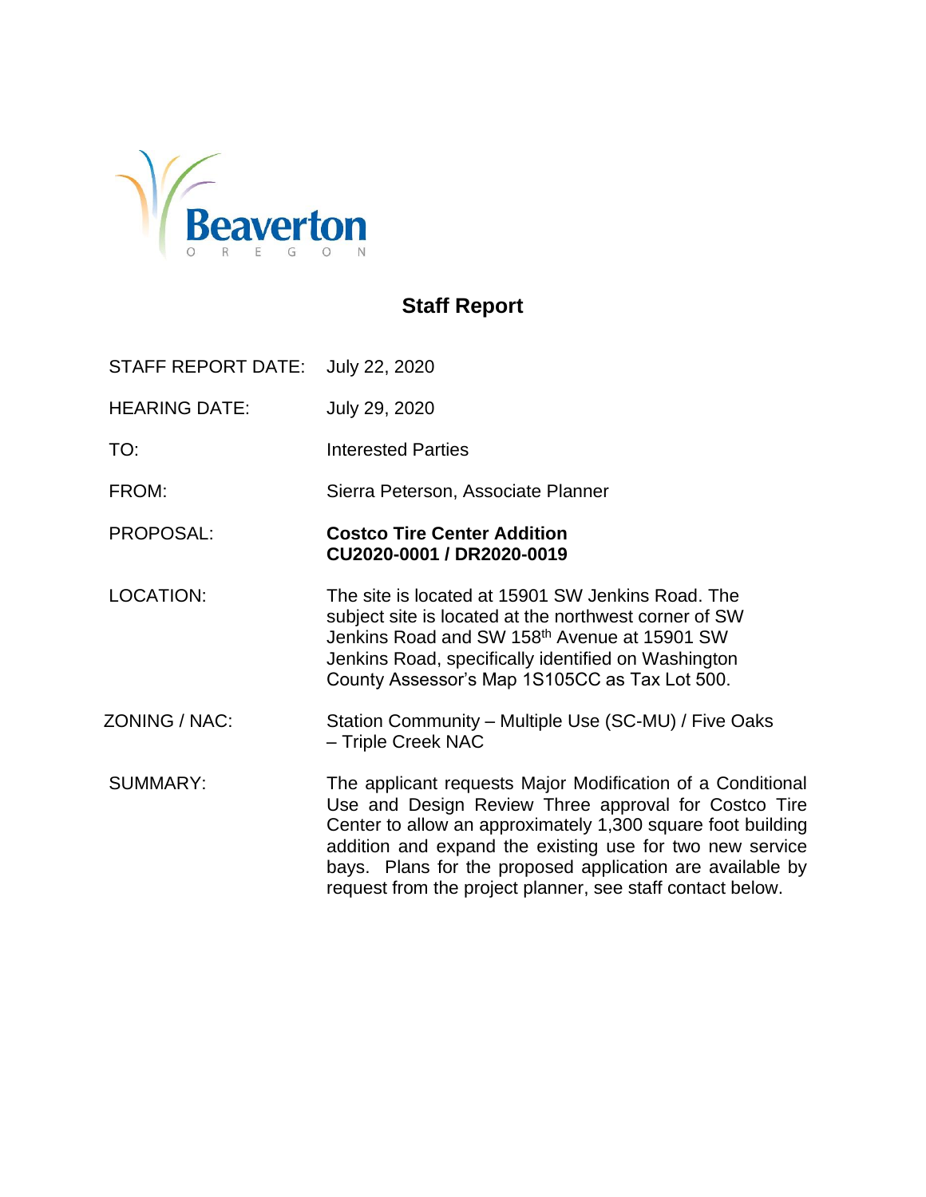Beaverton
OREGON

# Staff Report

| | |
|---|---|
| STAFF REPORT DATE: | July 22, 2020 |
| HEARING DATE: | July 29, 2020 |
| TO: | Interested Parties |
| FROM: | Sierra Peterson, Associate Planner |
| PROPOSAL: | **Costco Tire Center Addition CU2020-0001 / DR2020-0019** |
| LOCATION: | The site is located at 15901 SW Jenkins Road. The subject site is located at the northwest corner of SW Jenkins Road and SW 158th Avenue at 15901 SW Jenkins Road, specifically identified on Washington County Assessor's Map 1S105CC as Tax Lot 500. |
| ZONING / NAC: | Station Community – Multiple Use (SC-MU) / Five Oaks – Triple Creek NAC |
| SUMMARY: | The applicant requests Major Modification of a Conditional Use and Design Review Three approval for Costco Tire Center to allow an approximately 1,300 square foot building addition and expand the existing use for two new service bays. Plans for the proposed application are available by request from the project planner, see staff contact below. |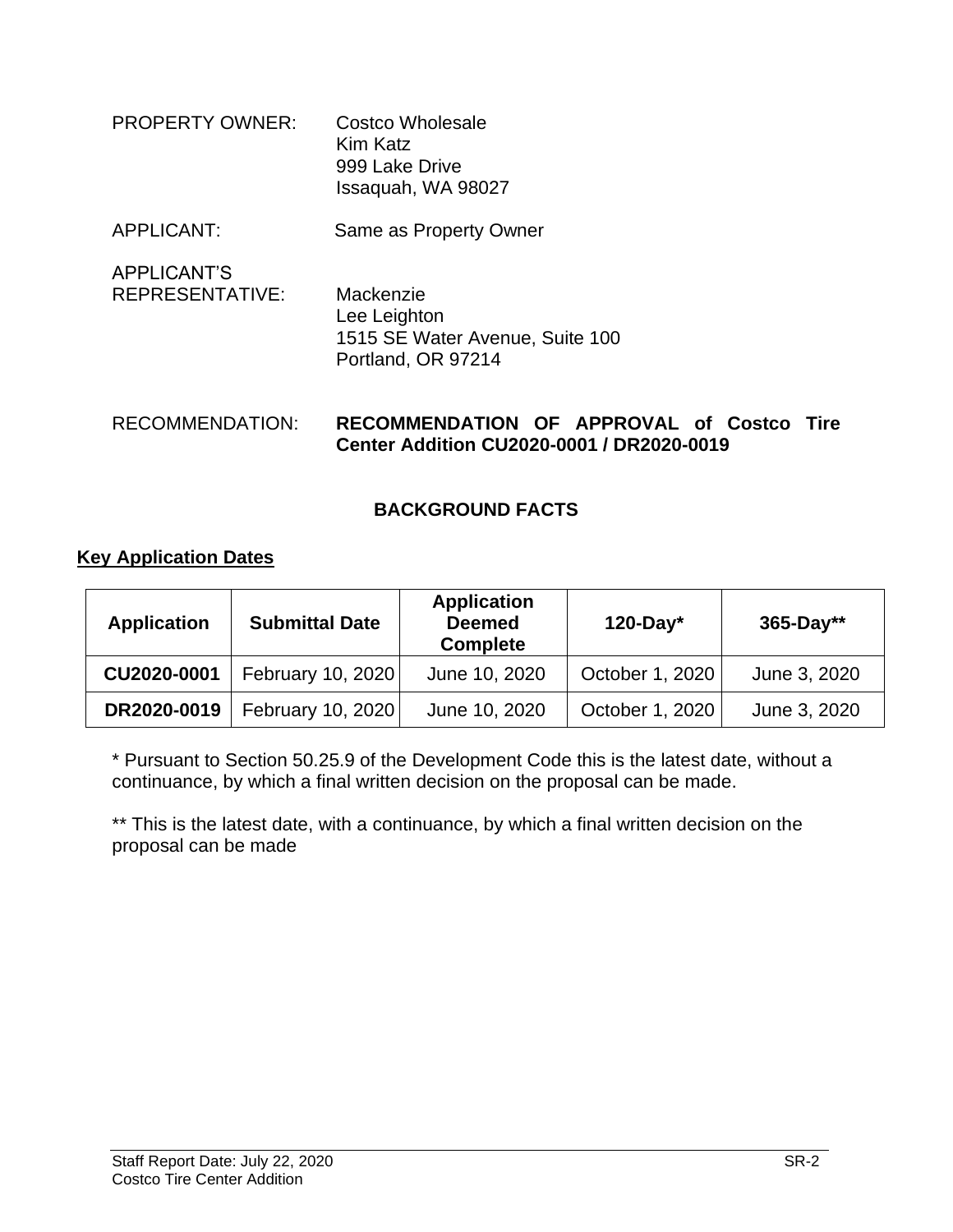PROPERTY OWNER: Costco Wholesale
Kim Katz
999 Lake Drive
Issaquah, WA 98027

APPLICANT: Same as Property Owner

APPLICANT'S REPRESENTATIVE: Mackenzie
Lee Leighton
1515 SE Water Avenue, Suite 100
Portland, OR 97214

RECOMMENDATION: **RECOMMENDATION OF APPROVAL of Costco Tire Center Addition CU2020-0001 / DR2020-0019**

## BACKGROUND FACTS

**Key Application Dates**

| Application | Submittal Date | Application Deemed Complete | 120-Day* | 365-Day** |
|---|---|---|---|---|
| **CU2020-0001** | February 10, 2020 | June 10, 2020 | October 1, 2020 | June 3, 2020 |
| **DR2020-0019** | February 10, 2020 | June 10, 2020 | October 1, 2020 | June 3, 2020 |

* Pursuant to Section 50.25.9 of the Development Code this is the latest date, without a continuance, by which a final written decision on the proposal can be made.

** This is the latest date, with a continuance, by which a final written decision on the proposal can be made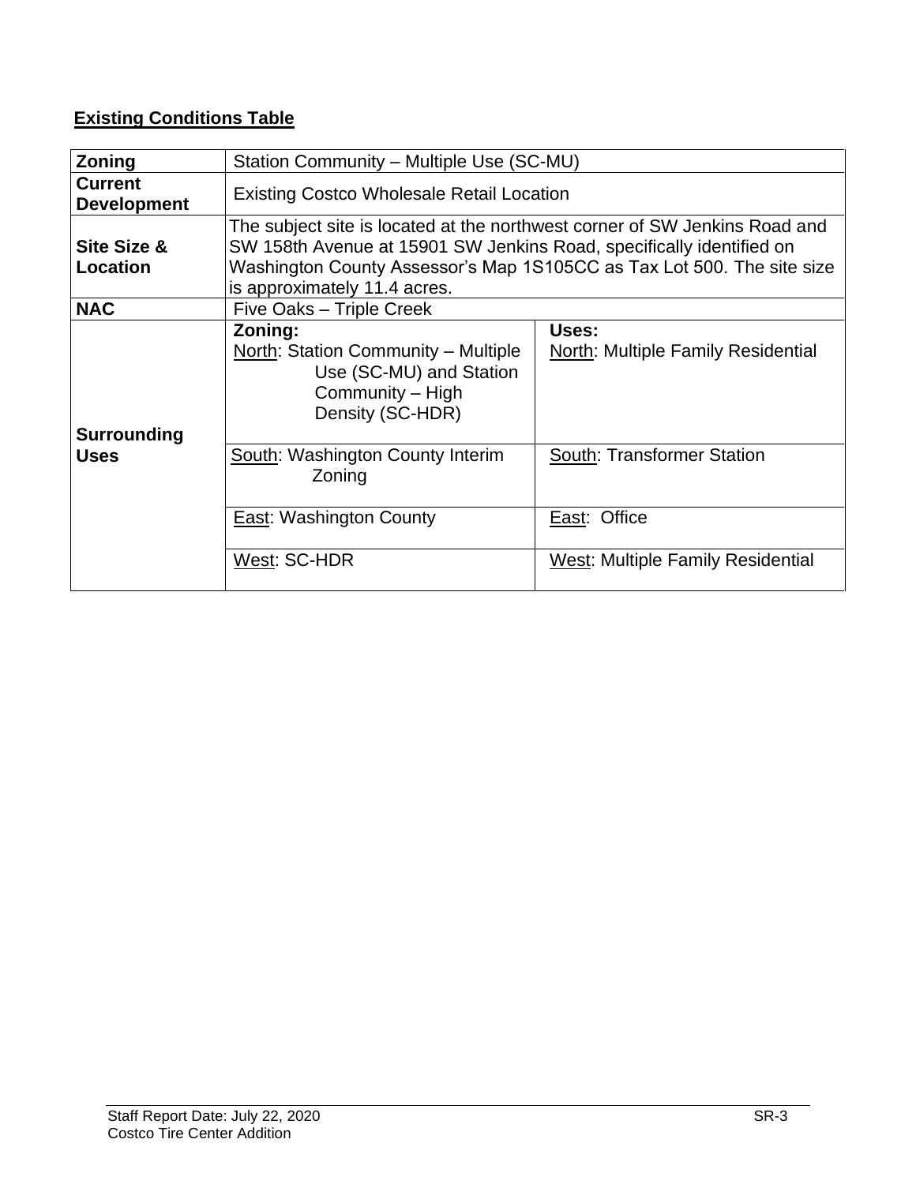**Existing Conditions Table**

| | | |
|---|---|---|
| **Zoning** | Station Community – Multiple Use (SC-MU) | |
| **Current Development** | Existing Costco Wholesale Retail Location | |
| **Site Size & Location** | The subject site is located at the northwest corner of SW Jenkins Road and SW 158th Avenue at 15901 SW Jenkins Road, specifically identified on Washington County Assessor's Map 1S105CC as Tax Lot 500. The site size is approximately 11.4 acres. | |
| **NAC** | Five Oaks – Triple Creek | |
| **Surrounding Uses** | **Zoning:**<br>North: Station Community – Multiple Use (SC-MU) and Station Community – High Density (SC-HDR) | **Uses:**<br>North: Multiple Family Residential |
| | South: Washington County Interim Zoning | South: Transformer Station |
| | East: Washington County | East: Office |
| | West: SC-HDR | West: Multiple Family Residential |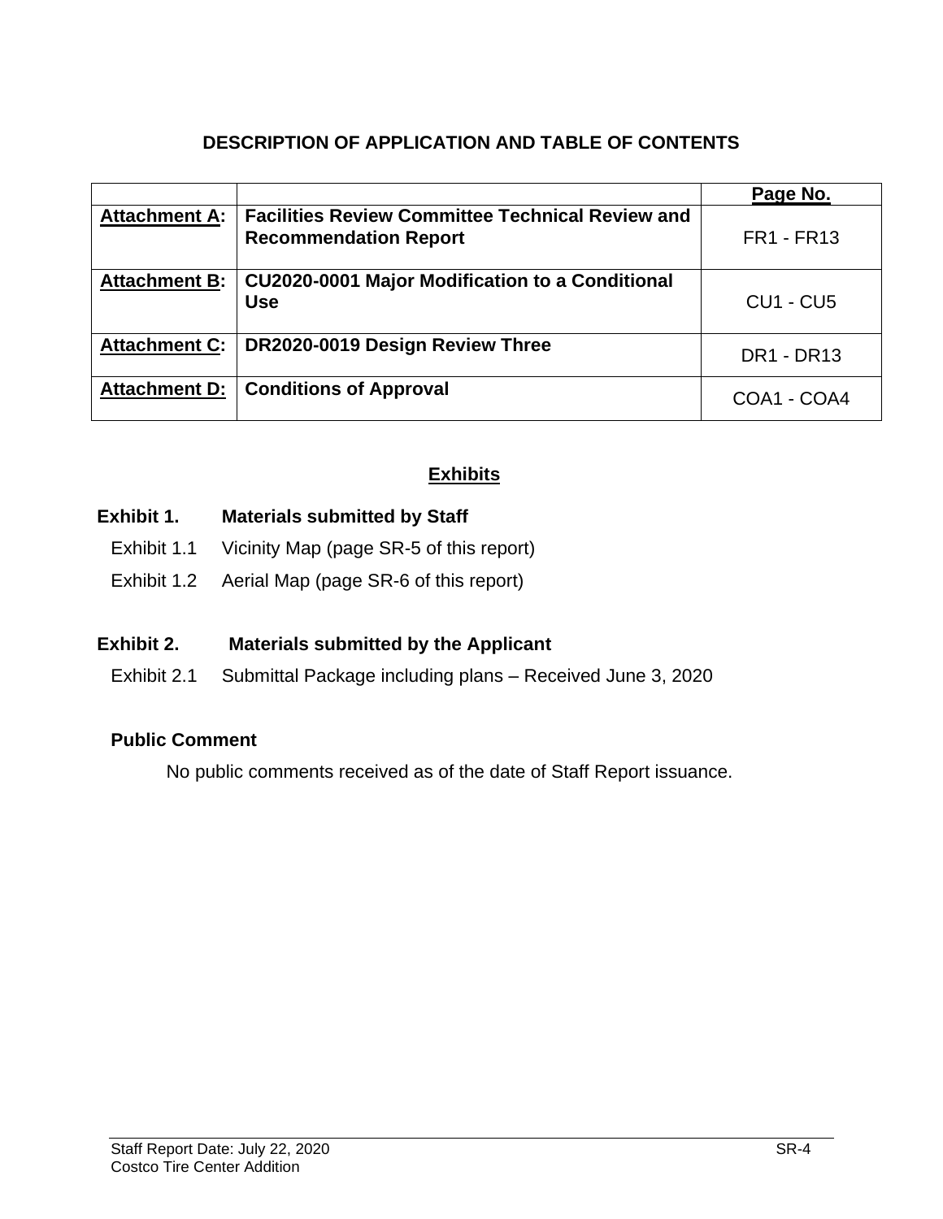## DESCRIPTION OF APPLICATION AND TABLE OF CONTENTS

| | | Page No. |
|---|---|---|
| **Attachment A:** | **Facilities Review Committee Technical Review and Recommendation Report** | FR1 - FR13 |
| **Attachment B:** | **CU2020-0001 Major Modification to a Conditional Use** | CU1 - CU5 |
| **Attachment C:** | **DR2020-0019 Design Review Three** | DR1 - DR13 |
| **Attachment D:** | **Conditions of Approval** | COA1 - COA4 |

## Exhibits

**Exhibit 1. Materials submitted by Staff**

Exhibit 1.1 Vicinity Map (page SR-5 of this report)

Exhibit 1.2 Aerial Map (page SR-6 of this report)

**Exhibit 2. Materials submitted by the Applicant**

Exhibit 2.1 Submittal Package including plans – Received June 3, 2020

**Public Comment**

No public comments received as of the date of Staff Report issuance.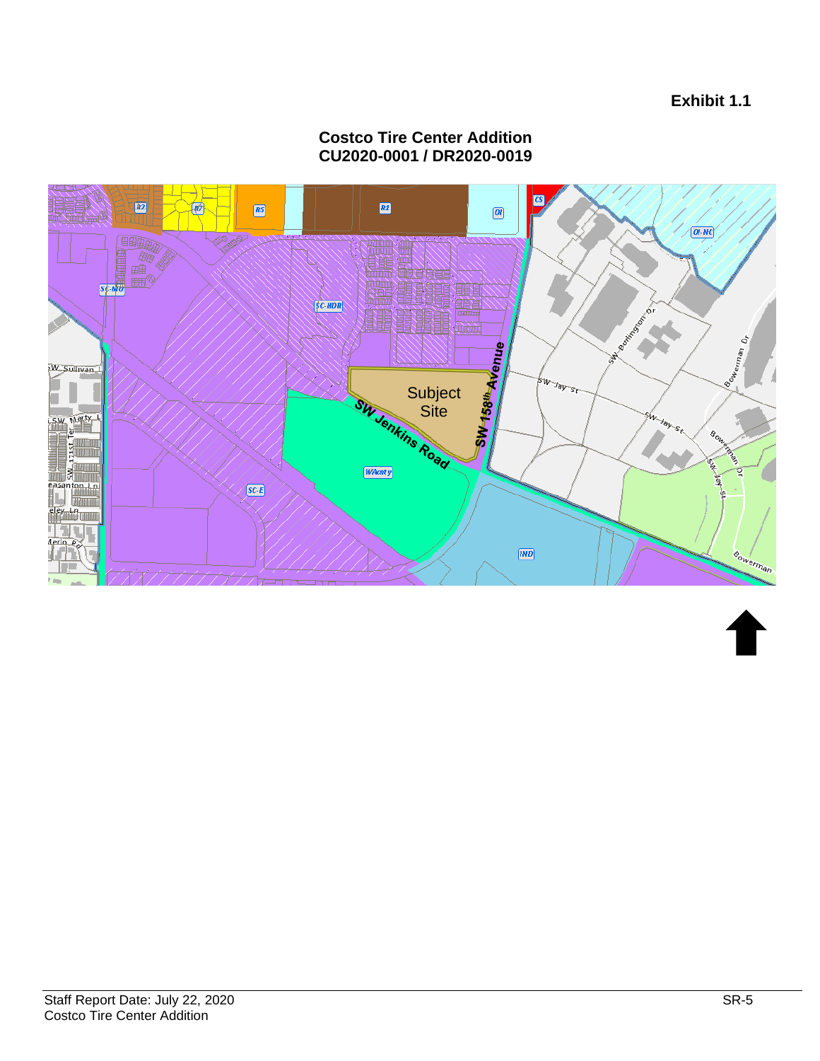**Exhibit 1.1**

## Costco Tire Center Addition
## CU2020-0001 / DR2020-0019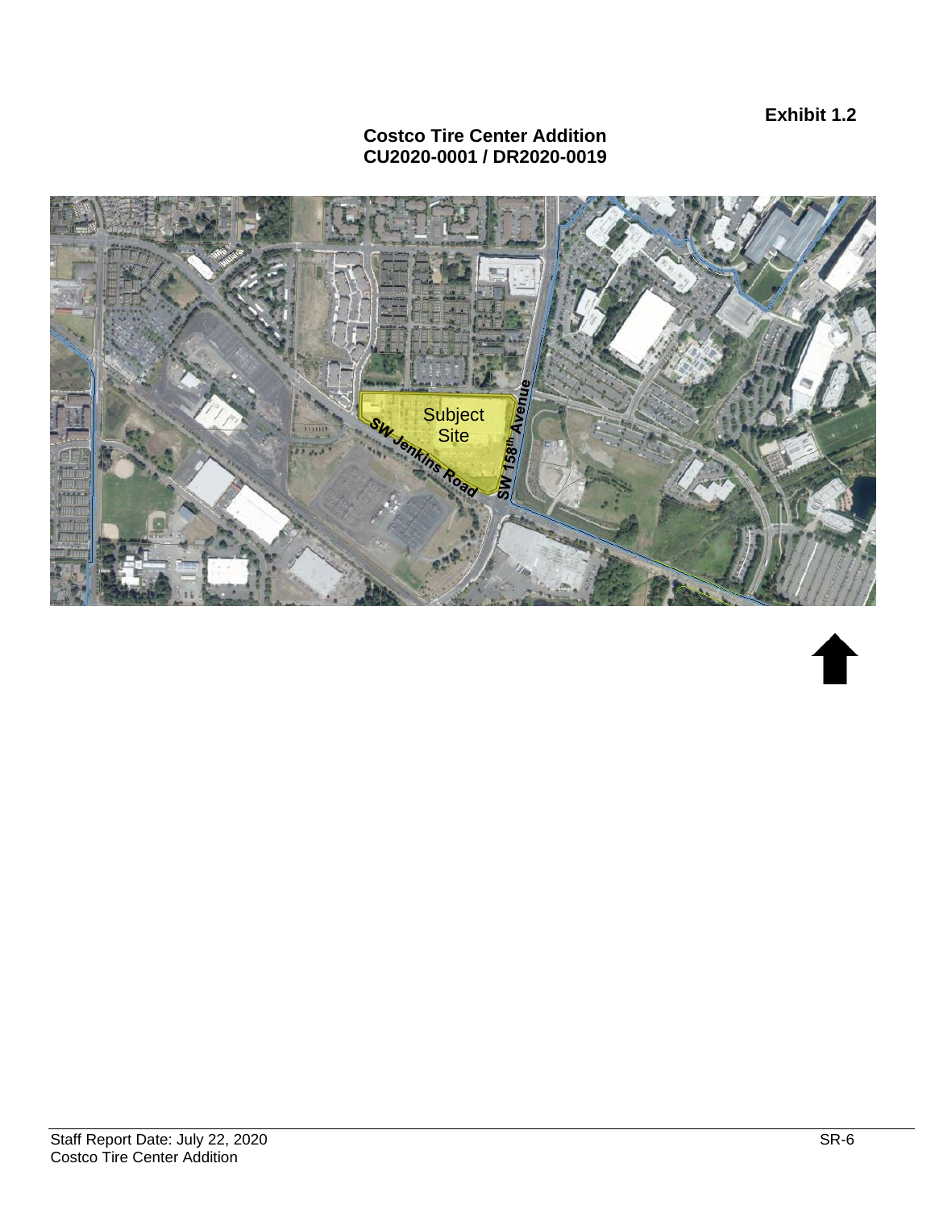**Exhibit 1.2**

**Costco Tire Center Addition**
**CU2020-0001 / DR2020-0019**

Subject Site

SW Jenkins Road

SW 158th Avenue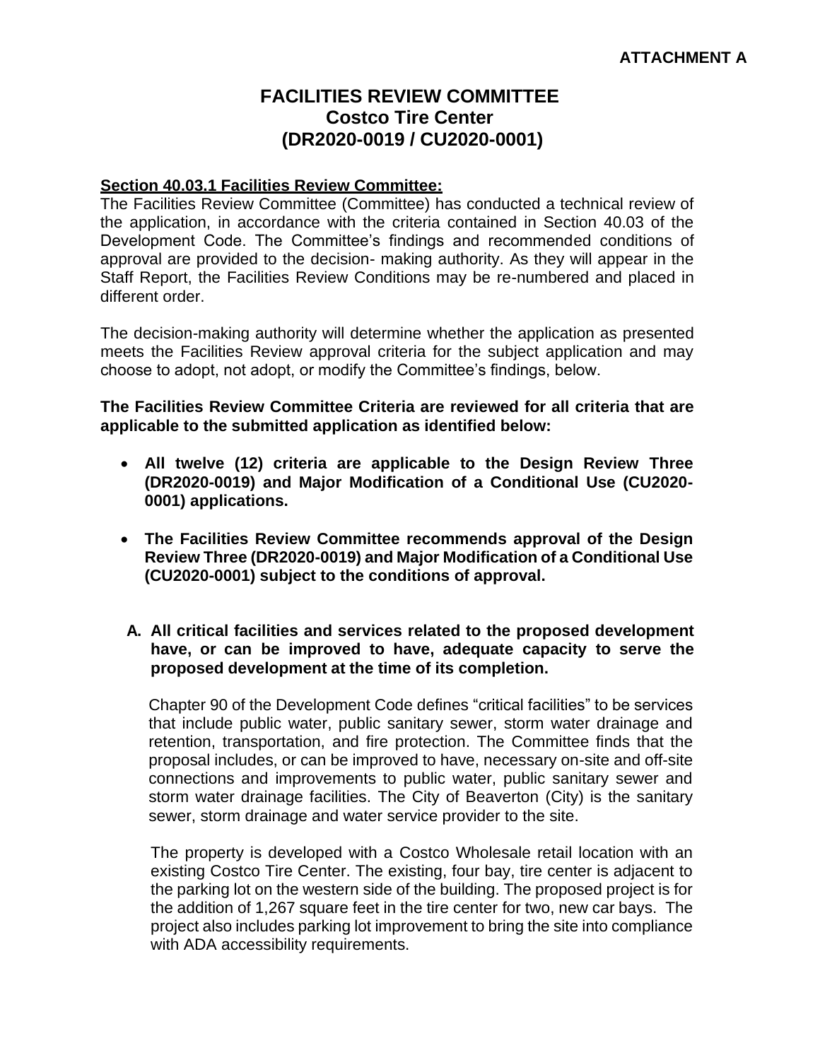**ATTACHMENT A**

# FACILITIES REVIEW COMMITTEE
## Costco Tire Center
## (DR2020-0019 / CU2020-0001)

**Section 40.03.1 Facilities Review Committee:**

The Facilities Review Committee (Committee) has conducted a technical review of the application, in accordance with the criteria contained in Section 40.03 of the Development Code. The Committee's findings and recommended conditions of approval are provided to the decision- making authority. As they will appear in the Staff Report, the Facilities Review Conditions may be re-numbered and placed in different order.

The decision-making authority will determine whether the application as presented meets the Facilities Review approval criteria for the subject application and may choose to adopt, not adopt, or modify the Committee's findings, below.

**The Facilities Review Committee Criteria are reviewed for all criteria that are applicable to the submitted application as identified below:**

- **All twelve (12) criteria are applicable to the Design Review Three (DR2020-0019) and Major Modification of a Conditional Use (CU2020-0001) applications.**
- **The Facilities Review Committee recommends approval of the Design Review Three (DR2020-0019) and Major Modification of a Conditional Use (CU2020-0001) subject to the conditions of approval.**

**A. All critical facilities and services related to the proposed development have, or can be improved to have, adequate capacity to serve the proposed development at the time of its completion.**

Chapter 90 of the Development Code defines "critical facilities" to be services that include public water, public sanitary sewer, storm water drainage and retention, transportation, and fire protection. The Committee finds that the proposal includes, or can be improved to have, necessary on-site and off-site connections and improvements to public water, public sanitary sewer and storm water drainage facilities. The City of Beaverton (City) is the sanitary sewer, storm drainage and water service provider to the site.

The property is developed with a Costco Wholesale retail location with an existing Costco Tire Center. The existing, four bay, tire center is adjacent to the parking lot on the western side of the building. The proposed project is for the addition of 1,267 square feet in the tire center for two, new car bays. The project also includes parking lot improvement to bring the site into compliance with ADA accessibility requirements.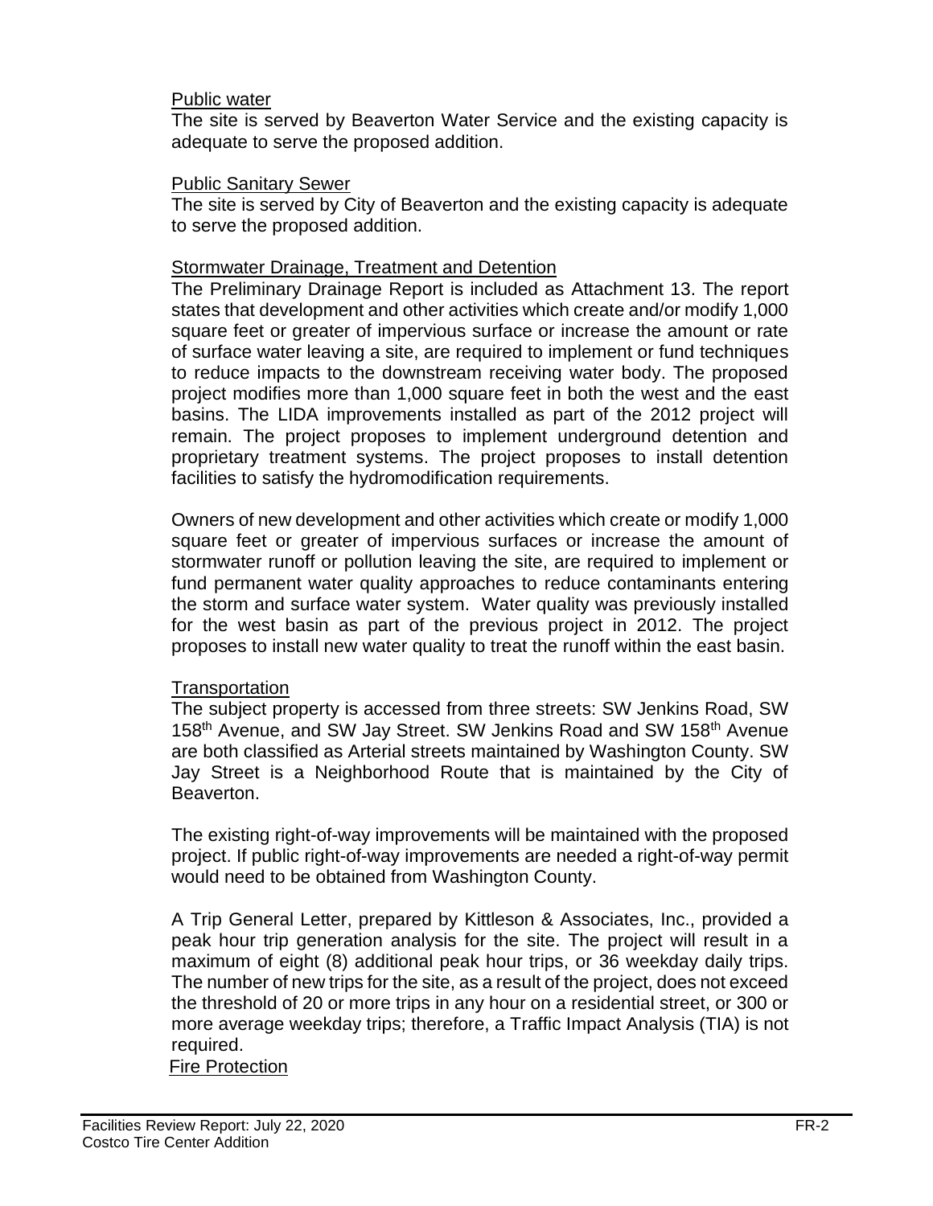Public water

The site is served by Beaverton Water Service and the existing capacity is adequate to serve the proposed addition.

Public Sanitary Sewer

The site is served by City of Beaverton and the existing capacity is adequate to serve the proposed addition.

Stormwater Drainage, Treatment and Detention

The Preliminary Drainage Report is included as Attachment 13. The report states that development and other activities which create and/or modify 1,000 square feet or greater of impervious surface or increase the amount or rate of surface water leaving a site, are required to implement or fund techniques to reduce impacts to the downstream receiving water body. The proposed project modifies more than 1,000 square feet in both the west and the east basins. The LIDA improvements installed as part of the 2012 project will remain. The project proposes to implement underground detention and proprietary treatment systems. The project proposes to install detention facilities to satisfy the hydromodification requirements.

Owners of new development and other activities which create or modify 1,000 square feet or greater of impervious surfaces or increase the amount of stormwater runoff or pollution leaving the site, are required to implement or fund permanent water quality approaches to reduce contaminants entering the storm and surface water system. Water quality was previously installed for the west basin as part of the previous project in 2012. The project proposes to install new water quality to treat the runoff within the east basin.

Transportation

The subject property is accessed from three streets: SW Jenkins Road, SW 158th Avenue, and SW Jay Street. SW Jenkins Road and SW 158th Avenue are both classified as Arterial streets maintained by Washington County. SW Jay Street is a Neighborhood Route that is maintained by the City of Beaverton.

The existing right-of-way improvements will be maintained with the proposed project. If public right-of-way improvements are needed a right-of-way permit would need to be obtained from Washington County.

A Trip General Letter, prepared by Kittleson & Associates, Inc., provided a peak hour trip generation analysis for the site. The project will result in a maximum of eight (8) additional peak hour trips, or 36 weekday daily trips. The number of new trips for the site, as a result of the project, does not exceed the threshold of 20 or more trips in any hour on a residential street, or 300 or more average weekday trips; therefore, a Traffic Impact Analysis (TIA) is not required.

Fire Protection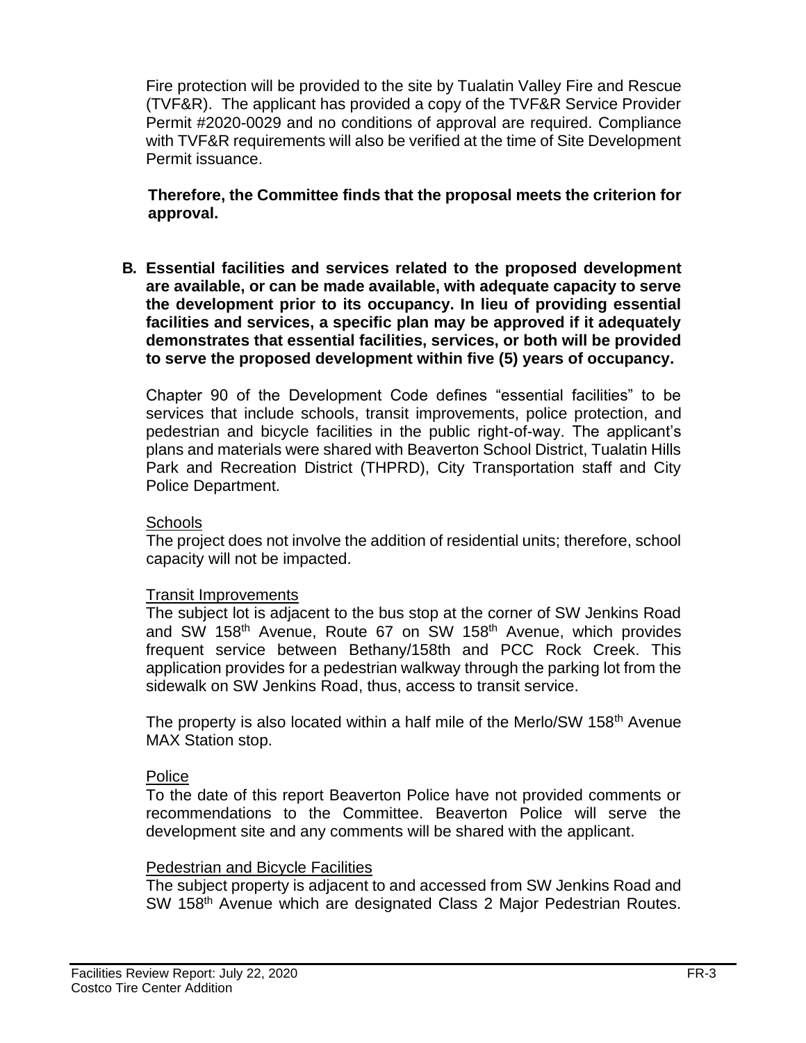Fire protection will be provided to the site by Tualatin Valley Fire and Rescue (TVF&R). The applicant has provided a copy of the TVF&R Service Provider Permit #2020-0029 and no conditions of approval are required. Compliance with TVF&R requirements will also be verified at the time of Site Development Permit issuance.

**Therefore, the Committee finds that the proposal meets the criterion for approval.**

**B. Essential facilities and services related to the proposed development are available, or can be made available, with adequate capacity to serve the development prior to its occupancy. In lieu of providing essential facilities and services, a specific plan may be approved if it adequately demonstrates that essential facilities, services, or both will be provided to serve the proposed development within five (5) years of occupancy.**

Chapter 90 of the Development Code defines "essential facilities" to be services that include schools, transit improvements, police protection, and pedestrian and bicycle facilities in the public right-of-way. The applicant's plans and materials were shared with Beaverton School District, Tualatin Hills Park and Recreation District (THPRD), City Transportation staff and City Police Department.

Schools

The project does not involve the addition of residential units; therefore, school capacity will not be impacted.

Transit Improvements

The subject lot is adjacent to the bus stop at the corner of SW Jenkins Road and SW 158th Avenue, Route 67 on SW 158th Avenue, which provides frequent service between Bethany/158th and PCC Rock Creek. This application provides for a pedestrian walkway through the parking lot from the sidewalk on SW Jenkins Road, thus, access to transit service.

The property is also located within a half mile of the Merlo/SW 158th Avenue MAX Station stop.

Police

To the date of this report Beaverton Police have not provided comments or recommendations to the Committee. Beaverton Police will serve the development site and any comments will be shared with the applicant.

Pedestrian and Bicycle Facilities

The subject property is adjacent to and accessed from SW Jenkins Road and SW 158th Avenue which are designated Class 2 Major Pedestrian Routes.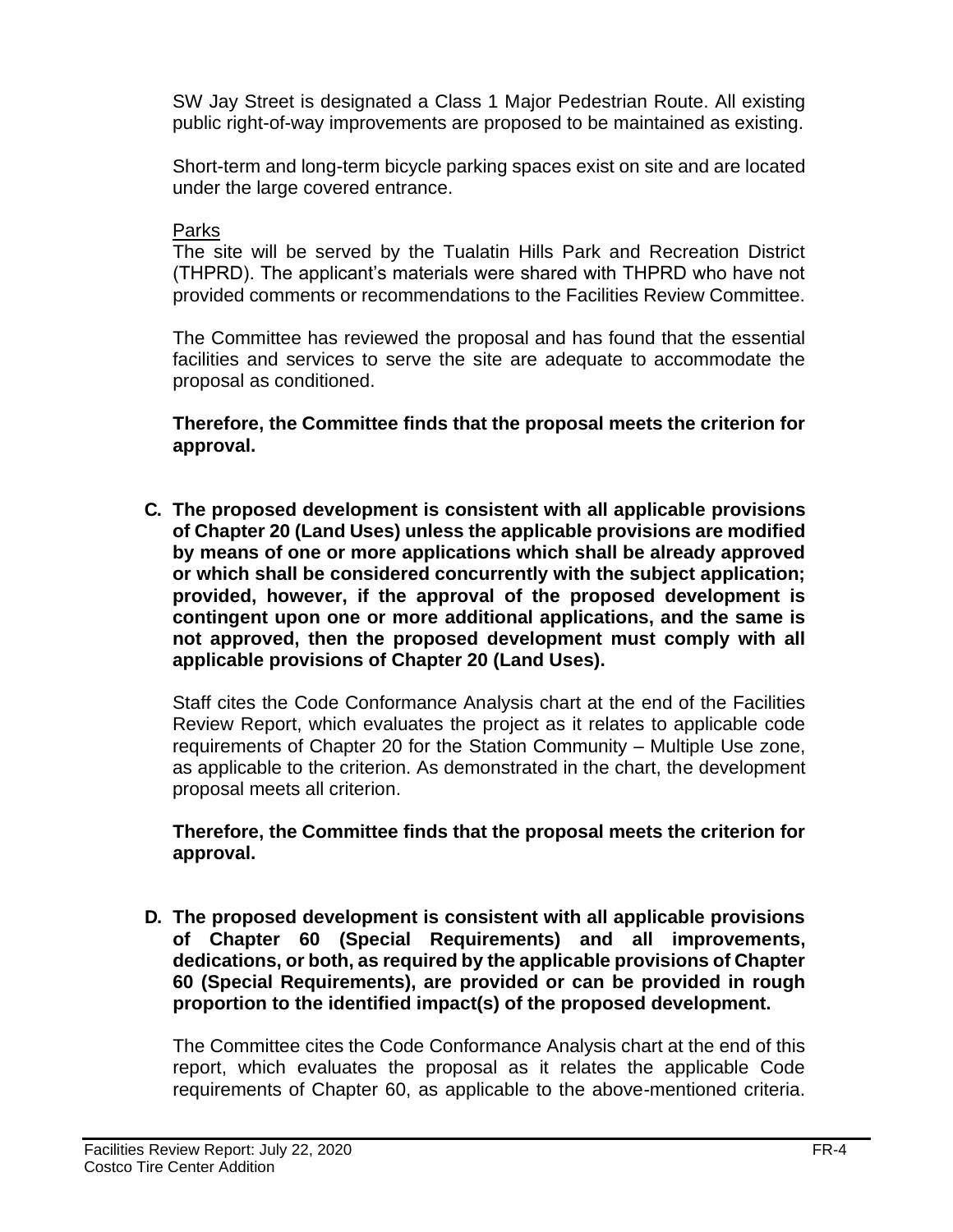SW Jay Street is designated a Class 1 Major Pedestrian Route. All existing public right-of-way improvements are proposed to be maintained as existing.

Short-term and long-term bicycle parking spaces exist on site and are located under the large covered entrance.

Parks

The site will be served by the Tualatin Hills Park and Recreation District (THPRD). The applicant's materials were shared with THPRD who have not provided comments or recommendations to the Facilities Review Committee.

The Committee has reviewed the proposal and has found that the essential facilities and services to serve the site are adequate to accommodate the proposal as conditioned.

**Therefore, the Committee finds that the proposal meets the criterion for approval.**

**C. The proposed development is consistent with all applicable provisions of Chapter 20 (Land Uses) unless the applicable provisions are modified by means of one or more applications which shall be already approved or which shall be considered concurrently with the subject application; provided, however, if the approval of the proposed development is contingent upon one or more additional applications, and the same is not approved, then the proposed development must comply with all applicable provisions of Chapter 20 (Land Uses).**

Staff cites the Code Conformance Analysis chart at the end of the Facilities Review Report, which evaluates the project as it relates to applicable code requirements of Chapter 20 for the Station Community – Multiple Use zone, as applicable to the criterion. As demonstrated in the chart, the development proposal meets all criterion.

**Therefore, the Committee finds that the proposal meets the criterion for approval.**

**D. The proposed development is consistent with all applicable provisions of Chapter 60 (Special Requirements) and all improvements, dedications, or both, as required by the applicable provisions of Chapter 60 (Special Requirements), are provided or can be provided in rough proportion to the identified impact(s) of the proposed development.**

The Committee cites the Code Conformance Analysis chart at the end of this report, which evaluates the proposal as it relates the applicable Code requirements of Chapter 60, as applicable to the above-mentioned criteria.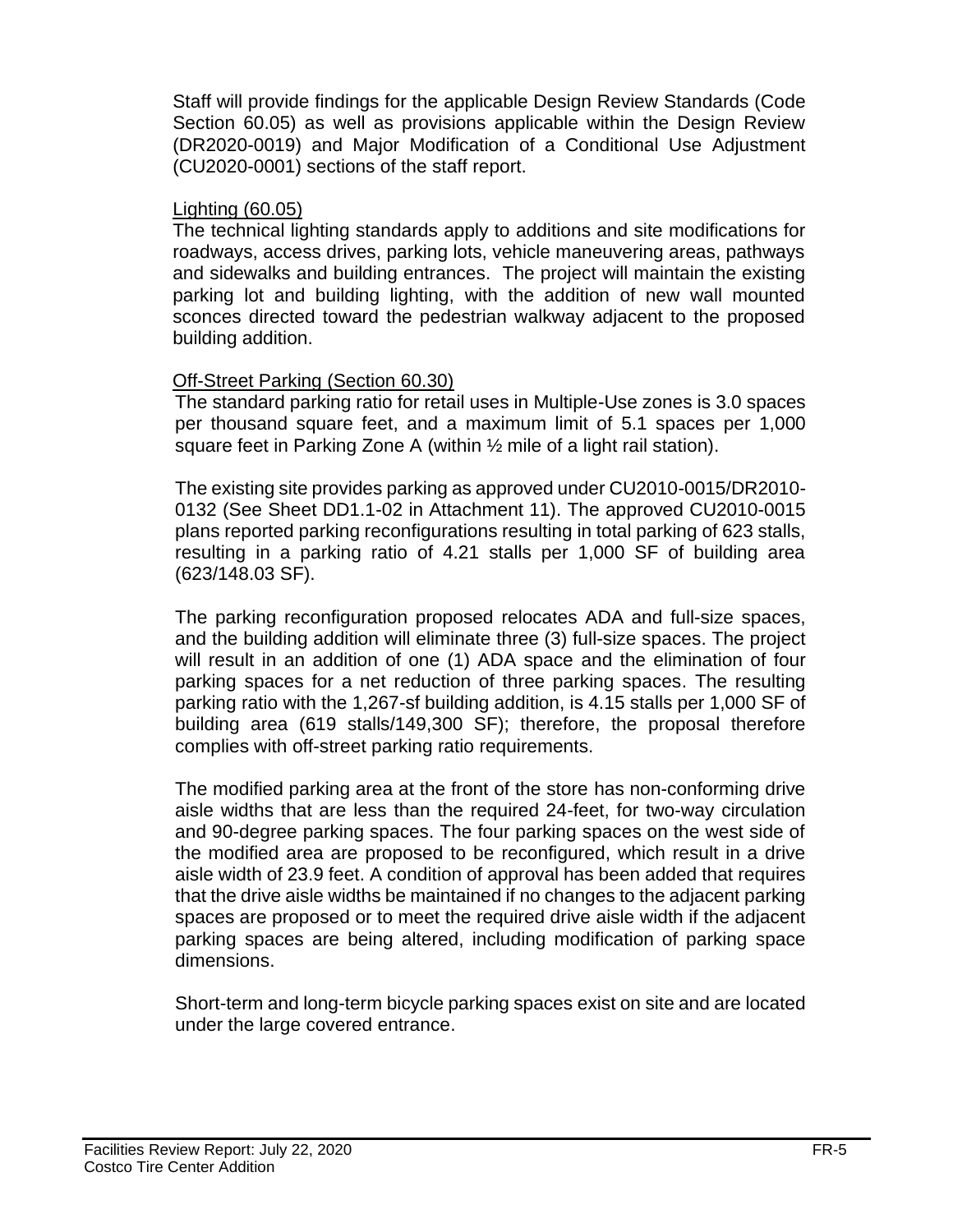Staff will provide findings for the applicable Design Review Standards (Code Section 60.05) as well as provisions applicable within the Design Review (DR2020-0019) and Major Modification of a Conditional Use Adjustment (CU2020-0001) sections of the staff report.

Lighting (60.05)

The technical lighting standards apply to additions and site modifications for roadways, access drives, parking lots, vehicle maneuvering areas, pathways and sidewalks and building entrances. The project will maintain the existing parking lot and building lighting, with the addition of new wall mounted sconces directed toward the pedestrian walkway adjacent to the proposed building addition.

Off-Street Parking (Section 60.30)

The standard parking ratio for retail uses in Multiple-Use zones is 3.0 spaces per thousand square feet, and a maximum limit of 5.1 spaces per 1,000 square feet in Parking Zone A (within ½ mile of a light rail station).

The existing site provides parking as approved under CU2010-0015/DR2010-0132 (See Sheet DD1.1-02 in Attachment 11). The approved CU2010-0015 plans reported parking reconfigurations resulting in total parking of 623 stalls, resulting in a parking ratio of 4.21 stalls per 1,000 SF of building area (623/148.03 SF).

The parking reconfiguration proposed relocates ADA and full-size spaces, and the building addition will eliminate three (3) full-size spaces. The project will result in an addition of one (1) ADA space and the elimination of four parking spaces for a net reduction of three parking spaces. The resulting parking ratio with the 1,267-sf building addition, is 4.15 stalls per 1,000 SF of building area (619 stalls/149,300 SF); therefore, the proposal therefore complies with off-street parking ratio requirements.

The modified parking area at the front of the store has non-conforming drive aisle widths that are less than the required 24-feet, for two-way circulation and 90-degree parking spaces. The four parking spaces on the west side of the modified area are proposed to be reconfigured, which result in a drive aisle width of 23.9 feet. A condition of approval has been added that requires that the drive aisle widths be maintained if no changes to the adjacent parking spaces are proposed or to meet the required drive aisle width if the adjacent parking spaces are being altered, including modification of parking space dimensions.

Short-term and long-term bicycle parking spaces exist on site and are located under the large covered entrance.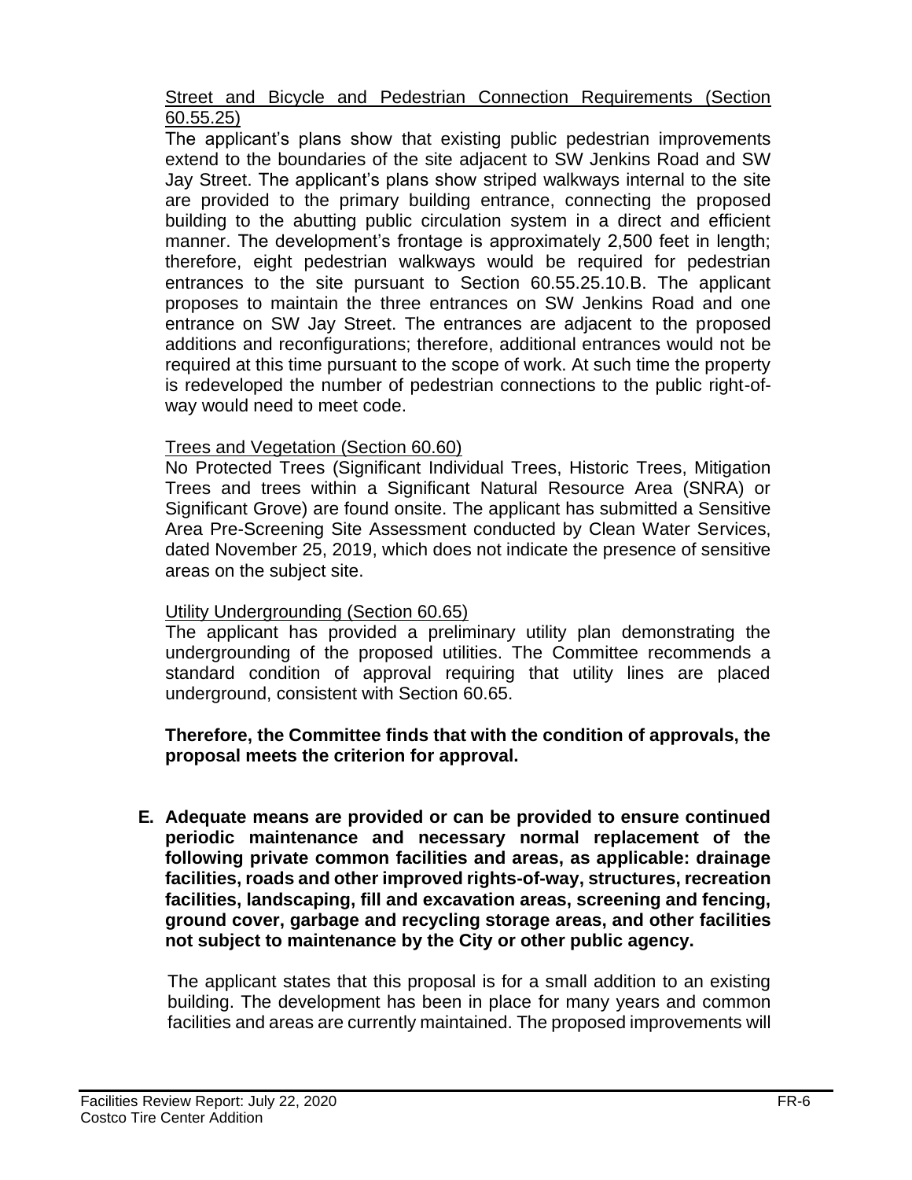Street and Bicycle and Pedestrian Connection Requirements (Section 60.55.25)

The applicant's plans show that existing public pedestrian improvements extend to the boundaries of the site adjacent to SW Jenkins Road and SW Jay Street. The applicant's plans show striped walkways internal to the site are provided to the primary building entrance, connecting the proposed building to the abutting public circulation system in a direct and efficient manner. The development's frontage is approximately 2,500 feet in length; therefore, eight pedestrian walkways would be required for pedestrian entrances to the site pursuant to Section 60.55.25.10.B. The applicant proposes to maintain the three entrances on SW Jenkins Road and one entrance on SW Jay Street. The entrances are adjacent to the proposed additions and reconfigurations; therefore, additional entrances would not be required at this time pursuant to the scope of work. At such time the property is redeveloped the number of pedestrian connections to the public right-of-way would need to meet code.

Trees and Vegetation (Section 60.60)

No Protected Trees (Significant Individual Trees, Historic Trees, Mitigation Trees and trees within a Significant Natural Resource Area (SNRA) or Significant Grove) are found onsite. The applicant has submitted a Sensitive Area Pre-Screening Site Assessment conducted by Clean Water Services, dated November 25, 2019, which does not indicate the presence of sensitive areas on the subject site.

Utility Undergrounding (Section 60.65)

The applicant has provided a preliminary utility plan demonstrating the undergrounding of the proposed utilities. The Committee recommends a standard condition of approval requiring that utility lines are placed underground, consistent with Section 60.65.

**Therefore, the Committee finds that with the condition of approvals, the proposal meets the criterion for approval.**

**E. Adequate means are provided or can be provided to ensure continued periodic maintenance and necessary normal replacement of the following private common facilities and areas, as applicable: drainage facilities, roads and other improved rights-of-way, structures, recreation facilities, landscaping, fill and excavation areas, screening and fencing, ground cover, garbage and recycling storage areas, and other facilities not subject to maintenance by the City or other public agency.**

The applicant states that this proposal is for a small addition to an existing building. The development has been in place for many years and common facilities and areas are currently maintained. The proposed improvements will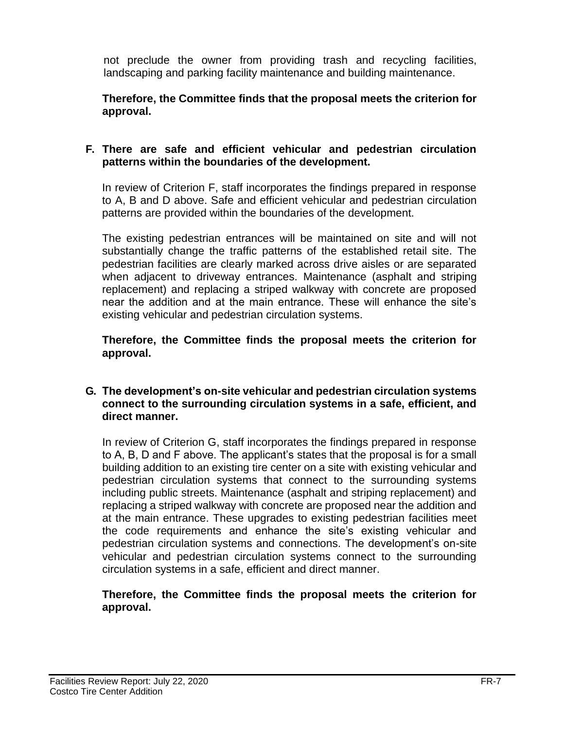not preclude the owner from providing trash and recycling facilities, landscaping and parking facility maintenance and building maintenance.

**Therefore, the Committee finds that the proposal meets the criterion for approval.**

**F. There are safe and efficient vehicular and pedestrian circulation patterns within the boundaries of the development.**

In review of Criterion F, staff incorporates the findings prepared in response to A, B and D above. Safe and efficient vehicular and pedestrian circulation patterns are provided within the boundaries of the development.

The existing pedestrian entrances will be maintained on site and will not substantially change the traffic patterns of the established retail site. The pedestrian facilities are clearly marked across drive aisles or are separated when adjacent to driveway entrances. Maintenance (asphalt and striping replacement) and replacing a striped walkway with concrete are proposed near the addition and at the main entrance. These will enhance the site's existing vehicular and pedestrian circulation systems.

**Therefore, the Committee finds the proposal meets the criterion for approval.**

**G. The development's on-site vehicular and pedestrian circulation systems connect to the surrounding circulation systems in a safe, efficient, and direct manner.**

In review of Criterion G, staff incorporates the findings prepared in response to A, B, D and F above. The applicant's states that the proposal is for a small building addition to an existing tire center on a site with existing vehicular and pedestrian circulation systems that connect to the surrounding systems including public streets. Maintenance (asphalt and striping replacement) and replacing a striped walkway with concrete are proposed near the addition and at the main entrance. These upgrades to existing pedestrian facilities meet the code requirements and enhance the site's existing vehicular and pedestrian circulation systems and connections. The development's on-site vehicular and pedestrian circulation systems connect to the surrounding circulation systems in a safe, efficient and direct manner.

**Therefore, the Committee finds the proposal meets the criterion for approval.**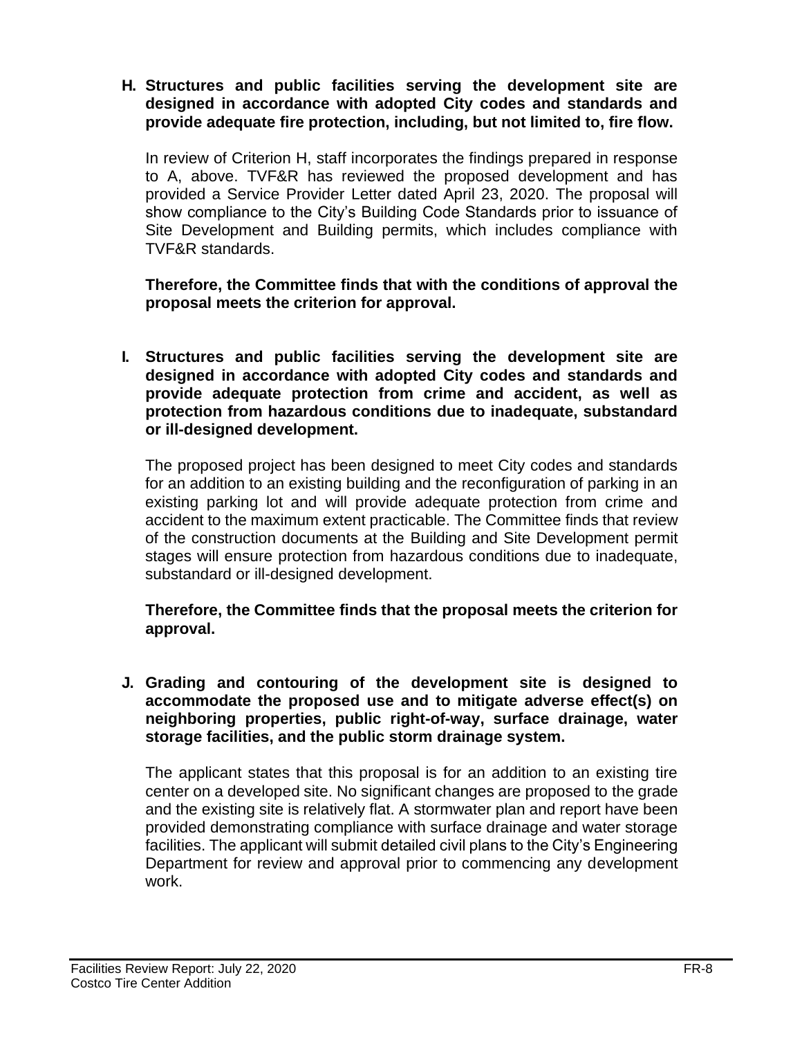**H. Structures and public facilities serving the development site are designed in accordance with adopted City codes and standards and provide adequate fire protection, including, but not limited to, fire flow.**

In review of Criterion H, staff incorporates the findings prepared in response to A, above. TVF&R has reviewed the proposed development and has provided a Service Provider Letter dated April 23, 2020. The proposal will show compliance to the City's Building Code Standards prior to issuance of Site Development and Building permits, which includes compliance with TVF&R standards.

**Therefore, the Committee finds that with the conditions of approval the proposal meets the criterion for approval.**

**I. Structures and public facilities serving the development site are designed in accordance with adopted City codes and standards and provide adequate protection from crime and accident, as well as protection from hazardous conditions due to inadequate, substandard or ill-designed development.**

The proposed project has been designed to meet City codes and standards for an addition to an existing building and the reconfiguration of parking in an existing parking lot and will provide adequate protection from crime and accident to the maximum extent practicable. The Committee finds that review of the construction documents at the Building and Site Development permit stages will ensure protection from hazardous conditions due to inadequate, substandard or ill-designed development.

**Therefore, the Committee finds that the proposal meets the criterion for approval.**

**J. Grading and contouring of the development site is designed to accommodate the proposed use and to mitigate adverse effect(s) on neighboring properties, public right-of-way, surface drainage, water storage facilities, and the public storm drainage system.**

The applicant states that this proposal is for an addition to an existing tire center on a developed site. No significant changes are proposed to the grade and the existing site is relatively flat. A stormwater plan and report have been provided demonstrating compliance with surface drainage and water storage facilities. The applicant will submit detailed civil plans to the City's Engineering Department for review and approval prior to commencing any development work.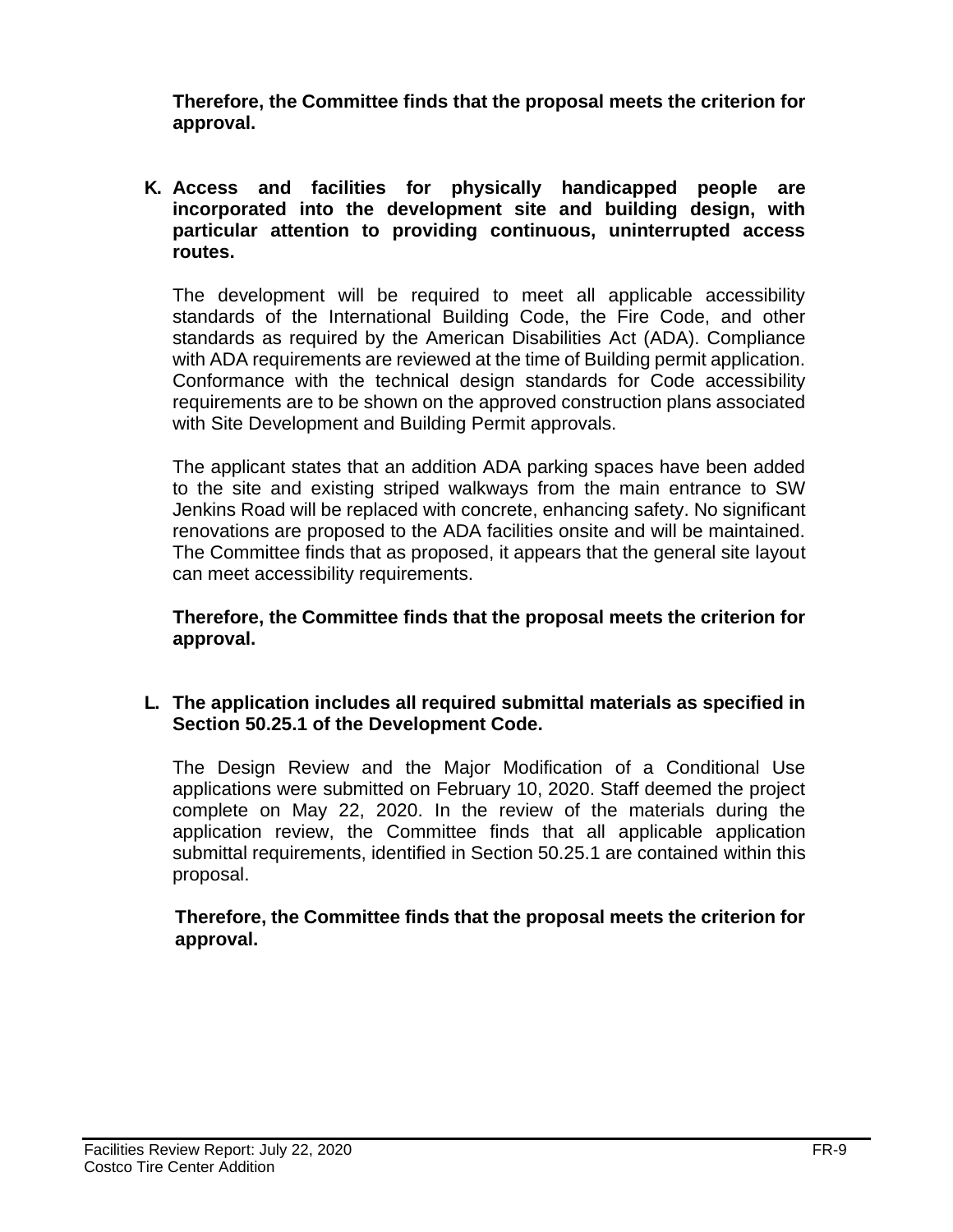**Therefore, the Committee finds that the proposal meets the criterion for approval.**

**K. Access and facilities for physically handicapped people are incorporated into the development site and building design, with particular attention to providing continuous, uninterrupted access routes.**

The development will be required to meet all applicable accessibility standards of the International Building Code, the Fire Code, and other standards as required by the American Disabilities Act (ADA). Compliance with ADA requirements are reviewed at the time of Building permit application. Conformance with the technical design standards for Code accessibility requirements are to be shown on the approved construction plans associated with Site Development and Building Permit approvals.

The applicant states that an addition ADA parking spaces have been added to the site and existing striped walkways from the main entrance to SW Jenkins Road will be replaced with concrete, enhancing safety. No significant renovations are proposed to the ADA facilities onsite and will be maintained. The Committee finds that as proposed, it appears that the general site layout can meet accessibility requirements.

**Therefore, the Committee finds that the proposal meets the criterion for approval.**

**L. The application includes all required submittal materials as specified in Section 50.25.1 of the Development Code.**

The Design Review and the Major Modification of a Conditional Use applications were submitted on February 10, 2020. Staff deemed the project complete on May 22, 2020. In the review of the materials during the application review, the Committee finds that all applicable application submittal requirements, identified in Section 50.25.1 are contained within this proposal.

**Therefore, the Committee finds that the proposal meets the criterion for approval.**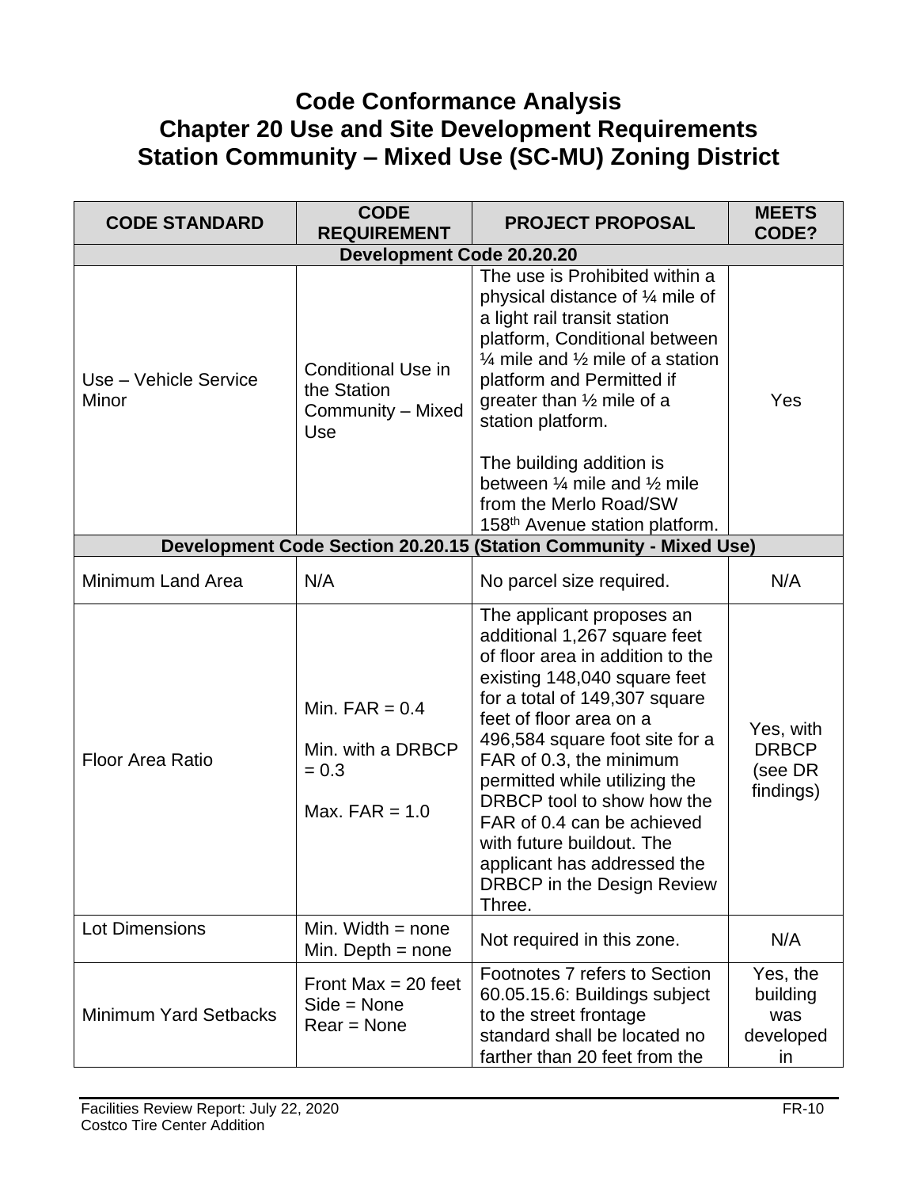# Code Conformance Analysis
## Chapter 20 Use and Site Development Requirements
## Station Community – Mixed Use (SC-MU) Zoning District

| CODE STANDARD | CODE REQUIREMENT | PROJECT PROPOSAL | MEETS CODE? |
|---|---|---|---|
| **Development Code 20.20.20** | | | |
| Use – Vehicle Service Minor | Conditional Use in the Station Community – Mixed Use | The use is Prohibited within a physical distance of ¼ mile of a light rail transit station platform, Conditional between ¼ mile and ½ mile of a station platform and Permitted if greater than ½ mile of a station platform.<br><br>The building addition is between ¼ mile and ½ mile from the Merlo Road/SW 158th Avenue station platform. | Yes |
| **Development Code Section 20.20.15 (Station Community - Mixed Use)** | | | |
| Minimum Land Area | N/A | No parcel size required. | N/A |
| Floor Area Ratio | Min. FAR = 0.4<br><br>Min. with a DRBCP = 0.3<br><br>Max. FAR = 1.0 | The applicant proposes an additional 1,267 square feet of floor area in addition to the existing 148,040 square feet for a total of 149,307 square feet of floor area on a 496,584 square foot site for a FAR of 0.3, the minimum permitted while utilizing the DRBCP tool to show how the FAR of 0.4 can be achieved with future buildout. The applicant has addressed the DRBCP in the Design Review Three. | Yes, with DRBCP (see DR findings) |
| Lot Dimensions | Min. Width = none<br>Min. Depth = none | Not required in this zone. | N/A |
| Minimum Yard Setbacks | Front Max = 20 feet<br>Side = None<br>Rear = None | Footnotes 7 refers to Section 60.05.15.6: Buildings subject to the street frontage standard shall be located no farther than 20 feet from the | Yes, the building was developed in |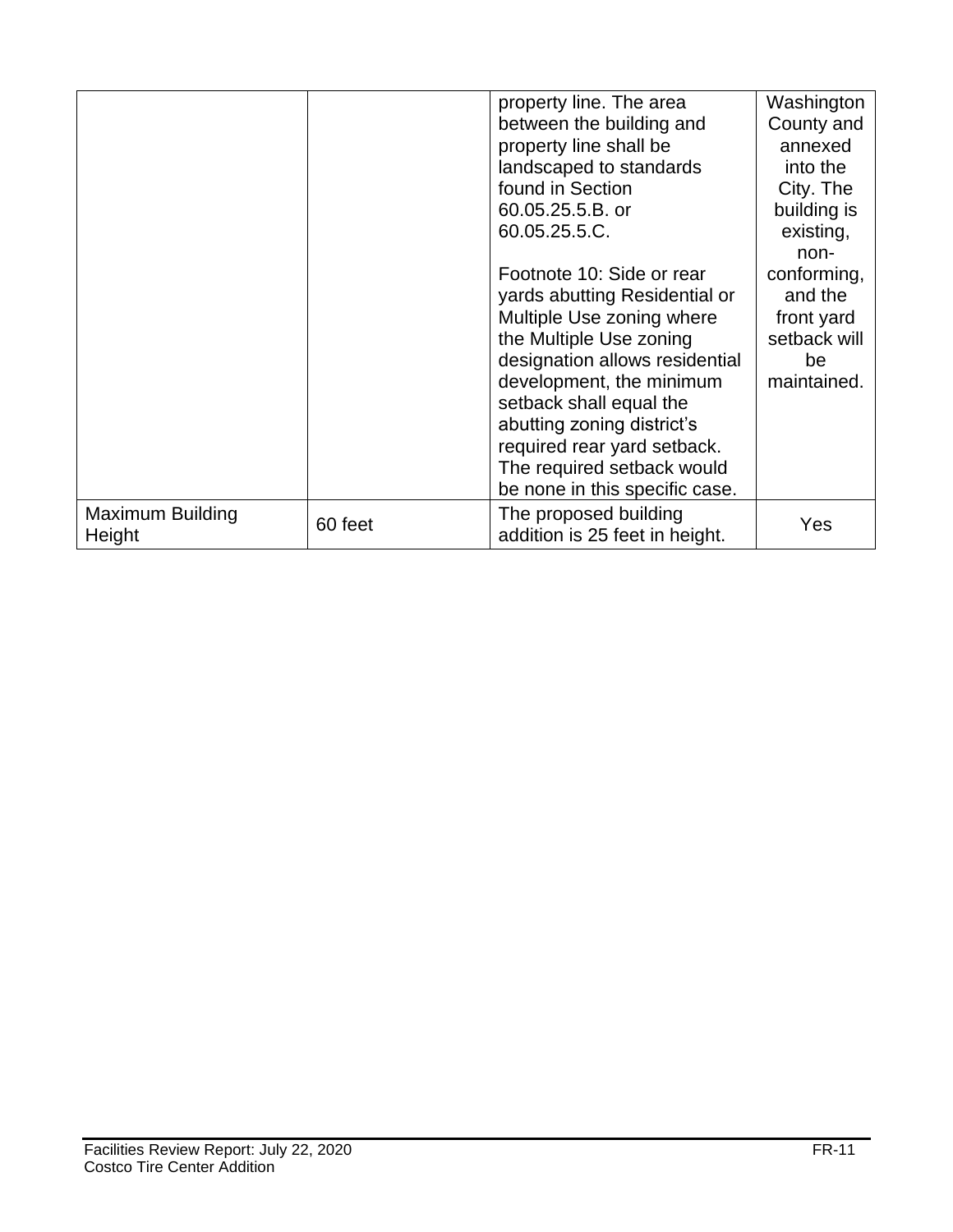| | | | |
|---|---|---|---|
| | | property line. The area between the building and property line shall be landscaped to standards found in Section 60.05.25.5.B. or 60.05.25.5.C.<br><br>Footnote 10: Side or rear yards abutting Residential or Multiple Use zoning where the Multiple Use zoning designation allows residential development, the minimum setback shall equal the abutting zoning district's required rear yard setback. The required setback would be none in this specific case. | Washington County and annexed into the City. The building is existing, non-conforming, and the front yard setback will be maintained. |
| Maximum Building Height | 60 feet | The proposed building addition is 25 feet in height. | Yes |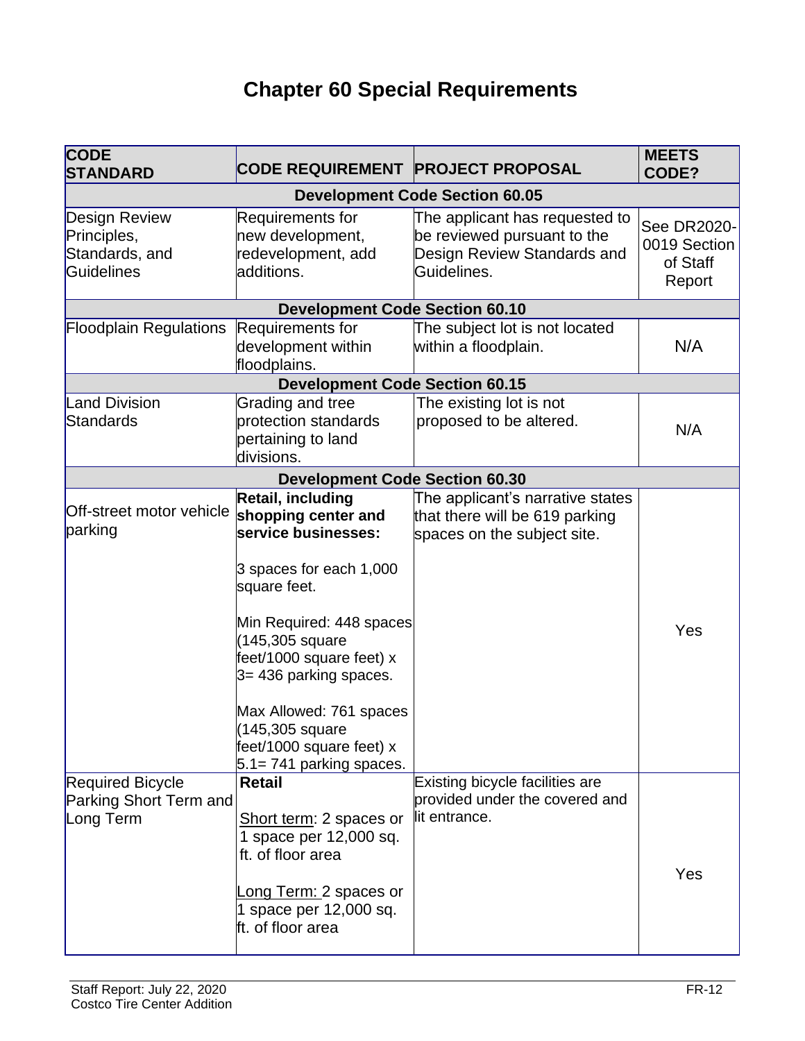# Chapter 60 Special Requirements

| CODE STANDARD | CODE REQUIREMENT | PROJECT PROPOSAL | MEETS CODE? |
|---|---|---|---|
| **Development Code Section 60.05** | | | |
| Design Review Principles, Standards, and Guidelines | Requirements for new development, redevelopment, add additions. | The applicant has requested to be reviewed pursuant to the Design Review Standards and Guidelines. | See DR2020-0019 Section of Staff Report |
| **Development Code Section 60.10** | | | |
| Floodplain Regulations | Requirements for development within floodplains. | The subject lot is not located within a floodplain. | N/A |
| **Development Code Section 60.15** | | | |
| Land Division Standards | Grading and tree protection standards pertaining to land divisions. | The existing lot is not proposed to be altered. | N/A |
| **Development Code Section 60.30** | | | |
| Off-street motor vehicle parking | **Retail, including shopping center and service businesses:**<br><br>3 spaces for each 1,000 square feet.<br><br>Min Required: 448 spaces (145,305 square feet/1000 square feet) x 3= 436 parking spaces.<br><br>Max Allowed: 761 spaces (145,305 square feet/1000 square feet) x 5.1= 741 parking spaces. | The applicant's narrative states that there will be 619 parking spaces on the subject site. | Yes |
| Required Bicycle Parking Short Term and Long Term | **Retail**<br><br>Short term: 2 spaces or 1 space per 12,000 sq. ft. of floor area<br><br>Long Term: 2 spaces or 1 space per 12,000 sq. ft. of floor area | Existing bicycle facilities are provided under the covered and lit entrance. | Yes |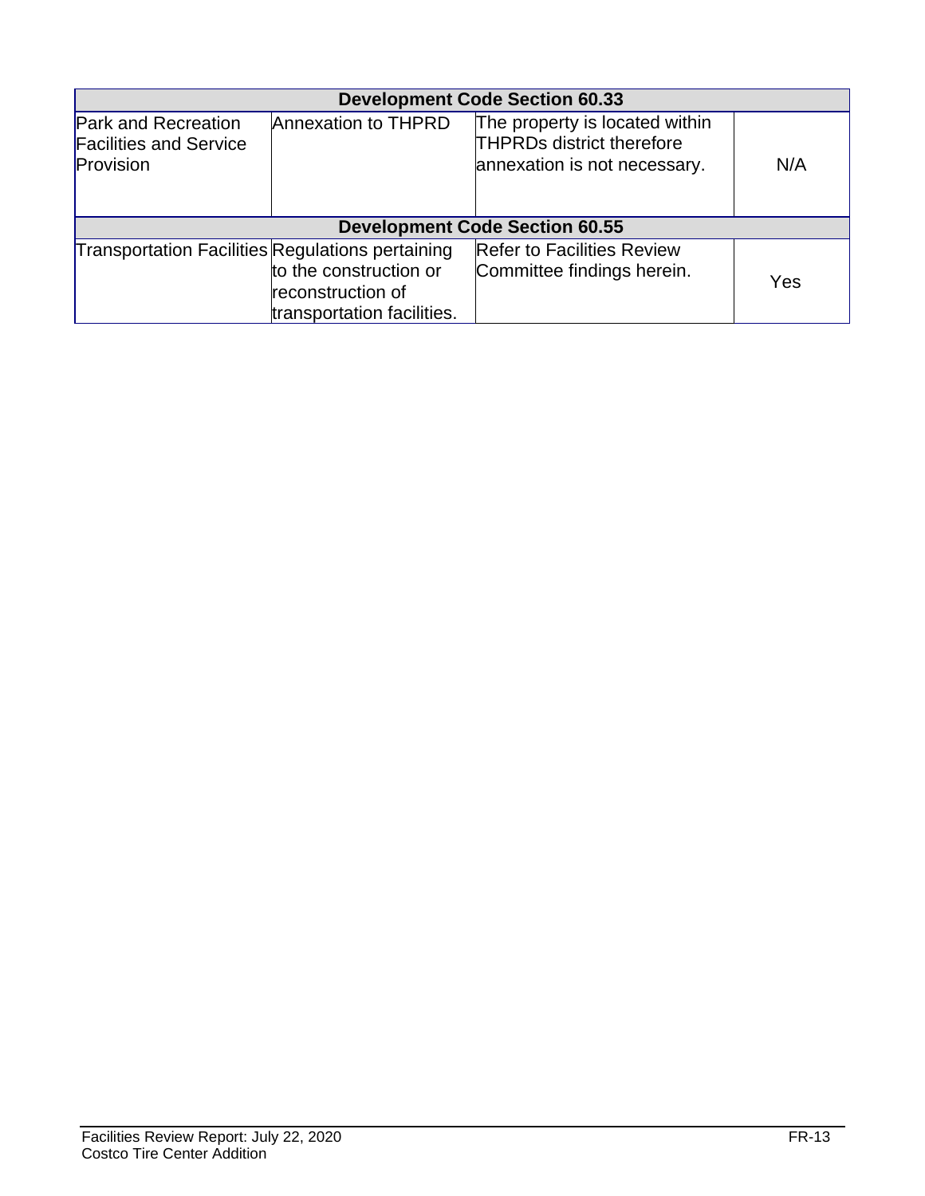| Development Code Section 60.33 | | | |
|---|---|---|---|
| Park and Recreation Facilities and Service Provision | Annexation to THPRD | The property is located within THPRDs district therefore annexation is not necessary. | N/A |
| **Development Code Section 60.55** | | | |
| Transportation Facilities | Regulations pertaining to the construction or reconstruction of transportation facilities. | Refer to Facilities Review Committee findings herein. | Yes |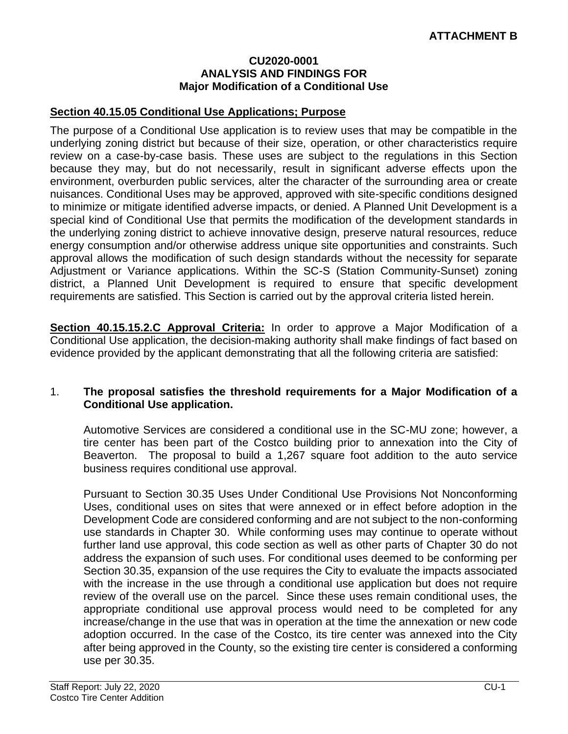**ATTACHMENT B**

**CU2020-0001**
**ANALYSIS AND FINDINGS FOR**
**Major Modification of a Conditional Use**

## Section 40.15.05 Conditional Use Applications; Purpose

The purpose of a Conditional Use application is to review uses that may be compatible in the underlying zoning district but because of their size, operation, or other characteristics require review on a case-by-case basis. These uses are subject to the regulations in this Section because they may, but do not necessarily, result in significant adverse effects upon the environment, overburden public services, alter the character of the surrounding area or create nuisances. Conditional Uses may be approved, approved with site-specific conditions designed to minimize or mitigate identified adverse impacts, or denied. A Planned Unit Development is a special kind of Conditional Use that permits the modification of the development standards in the underlying zoning district to achieve innovative design, preserve natural resources, reduce energy consumption and/or otherwise address unique site opportunities and constraints. Such approval allows the modification of such design standards without the necessity for separate Adjustment or Variance applications. Within the SC-S (Station Community-Sunset) zoning district, a Planned Unit Development is required to ensure that specific development requirements are satisfied. This Section is carried out by the approval criteria listed herein.

**Section 40.15.15.2.C Approval Criteria:** In order to approve a Major Modification of a Conditional Use application, the decision-making authority shall make findings of fact based on evidence provided by the applicant demonstrating that all the following criteria are satisfied:

1. **The proposal satisfies the threshold requirements for a Major Modification of a Conditional Use application.**

   Automotive Services are considered a conditional use in the SC-MU zone; however, a tire center has been part of the Costco building prior to annexation into the City of Beaverton. The proposal to build a 1,267 square foot addition to the auto service business requires conditional use approval.

   Pursuant to Section 30.35 Uses Under Conditional Use Provisions Not Nonconforming Uses, conditional uses on sites that were annexed or in effect before adoption in the Development Code are considered conforming and are not subject to the non-conforming use standards in Chapter 30. While conforming uses may continue to operate without further land use approval, this code section as well as other parts of Chapter 30 do not address the expansion of such uses. For conditional uses deemed to be conforming per Section 30.35, expansion of the use requires the City to evaluate the impacts associated with the increase in the use through a conditional use application but does not require review of the overall use on the parcel. Since these uses remain conditional uses, the appropriate conditional use approval process would need to be completed for any increase/change in the use that was in operation at the time the annexation or new code adoption occurred. In the case of the Costco, its tire center was annexed into the City after being approved in the County, so the existing tire center is considered a conforming use per 30.35.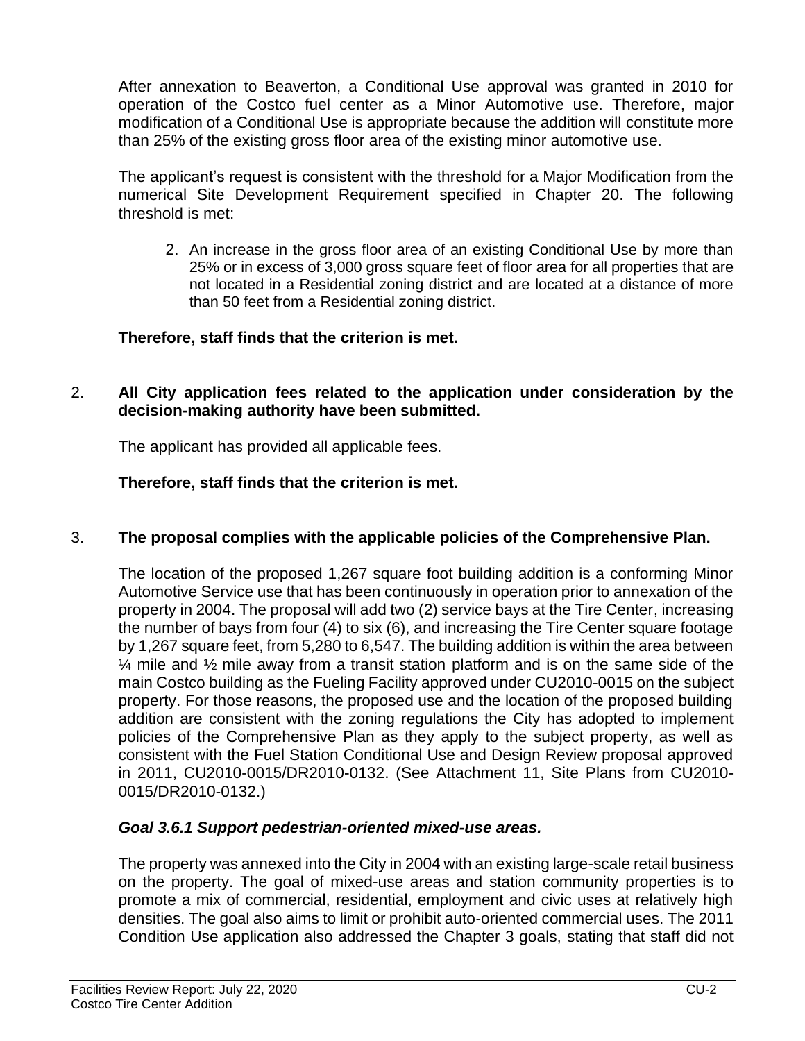After annexation to Beaverton, a Conditional Use approval was granted in 2010 for operation of the Costco fuel center as a Minor Automotive use. Therefore, major modification of a Conditional Use is appropriate because the addition will constitute more than 25% of the existing gross floor area of the existing minor automotive use.

The applicant's request is consistent with the threshold for a Major Modification from the numerical Site Development Requirement specified in Chapter 20. The following threshold is met:

> 2. An increase in the gross floor area of an existing Conditional Use by more than 25% or in excess of 3,000 gross square feet of floor area for all properties that are not located in a Residential zoning district and are located at a distance of more than 50 feet from a Residential zoning district.

**Therefore, staff finds that the criterion is met.**

2. **All City application fees related to the application under consideration by the decision-making authority have been submitted.**

   The applicant has provided all applicable fees.

   **Therefore, staff finds that the criterion is met.**

3. **The proposal complies with the applicable policies of the Comprehensive Plan.**

   The location of the proposed 1,267 square foot building addition is a conforming Minor Automotive Service use that has been continuously in operation prior to annexation of the property in 2004. The proposal will add two (2) service bays at the Tire Center, increasing the number of bays from four (4) to six (6), and increasing the Tire Center square footage by 1,267 square feet, from 5,280 to 6,547. The building addition is within the area between ¼ mile and ½ mile away from a transit station platform and is on the same side of the main Costco building as the Fueling Facility approved under CU2010-0015 on the subject property. For those reasons, the proposed use and the location of the proposed building addition are consistent with the zoning regulations the City has adopted to implement policies of the Comprehensive Plan as they apply to the subject property, as well as consistent with the Fuel Station Conditional Use and Design Review proposal approved in 2011, CU2010-0015/DR2010-0132. (See Attachment 11, Site Plans from CU2010-0015/DR2010-0132.)

   ***Goal 3.6.1 Support pedestrian-oriented mixed-use areas.***

   The property was annexed into the City in 2004 with an existing large-scale retail business on the property. The goal of mixed-use areas and station community properties is to promote a mix of commercial, residential, employment and civic uses at relatively high densities. The goal also aims to limit or prohibit auto-oriented commercial uses. The 2011 Condition Use application also addressed the Chapter 3 goals, stating that staff did not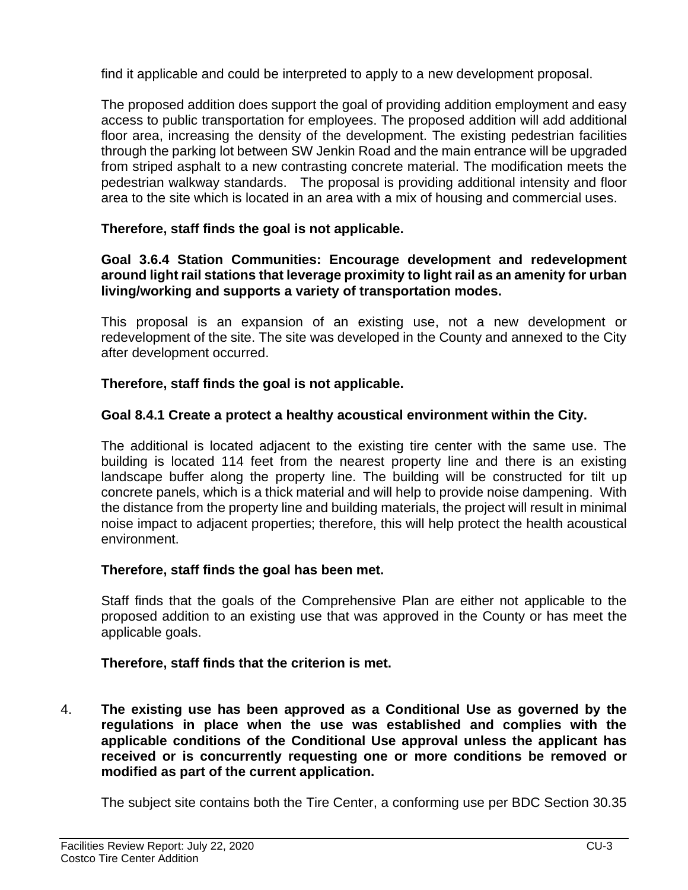find it applicable and could be interpreted to apply to a new development proposal.

The proposed addition does support the goal of providing addition employment and easy access to public transportation for employees. The proposed addition will add additional floor area, increasing the density of the development. The existing pedestrian facilities through the parking lot between SW Jenkin Road and the main entrance will be upgraded from striped asphalt to a new contrasting concrete material. The modification meets the pedestrian walkway standards. The proposal is providing additional intensity and floor area to the site which is located in an area with a mix of housing and commercial uses.

**Therefore, staff finds the goal is not applicable.**

**Goal 3.6.4 Station Communities: Encourage development and redevelopment around light rail stations that leverage proximity to light rail as an amenity for urban living/working and supports a variety of transportation modes.**

This proposal is an expansion of an existing use, not a new development or redevelopment of the site. The site was developed in the County and annexed to the City after development occurred.

**Therefore, staff finds the goal is not applicable.**

**Goal 8.4.1 Create a protect a healthy acoustical environment within the City.**

The additional is located adjacent to the existing tire center with the same use. The building is located 114 feet from the nearest property line and there is an existing landscape buffer along the property line. The building will be constructed for tilt up concrete panels, which is a thick material and will help to provide noise dampening. With the distance from the property line and building materials, the project will result in minimal noise impact to adjacent properties; therefore, this will help protect the health acoustical environment.

**Therefore, staff finds the goal has been met.**

Staff finds that the goals of the Comprehensive Plan are either not applicable to the proposed addition to an existing use that was approved in the County or has meet the applicable goals.

**Therefore, staff finds that the criterion is met.**

4. **The existing use has been approved as a Conditional Use as governed by the regulations in place when the use was established and complies with the applicable conditions of the Conditional Use approval unless the applicant has received or is concurrently requesting one or more conditions be removed or modified as part of the current application.**

   The subject site contains both the Tire Center, a conforming use per BDC Section 30.35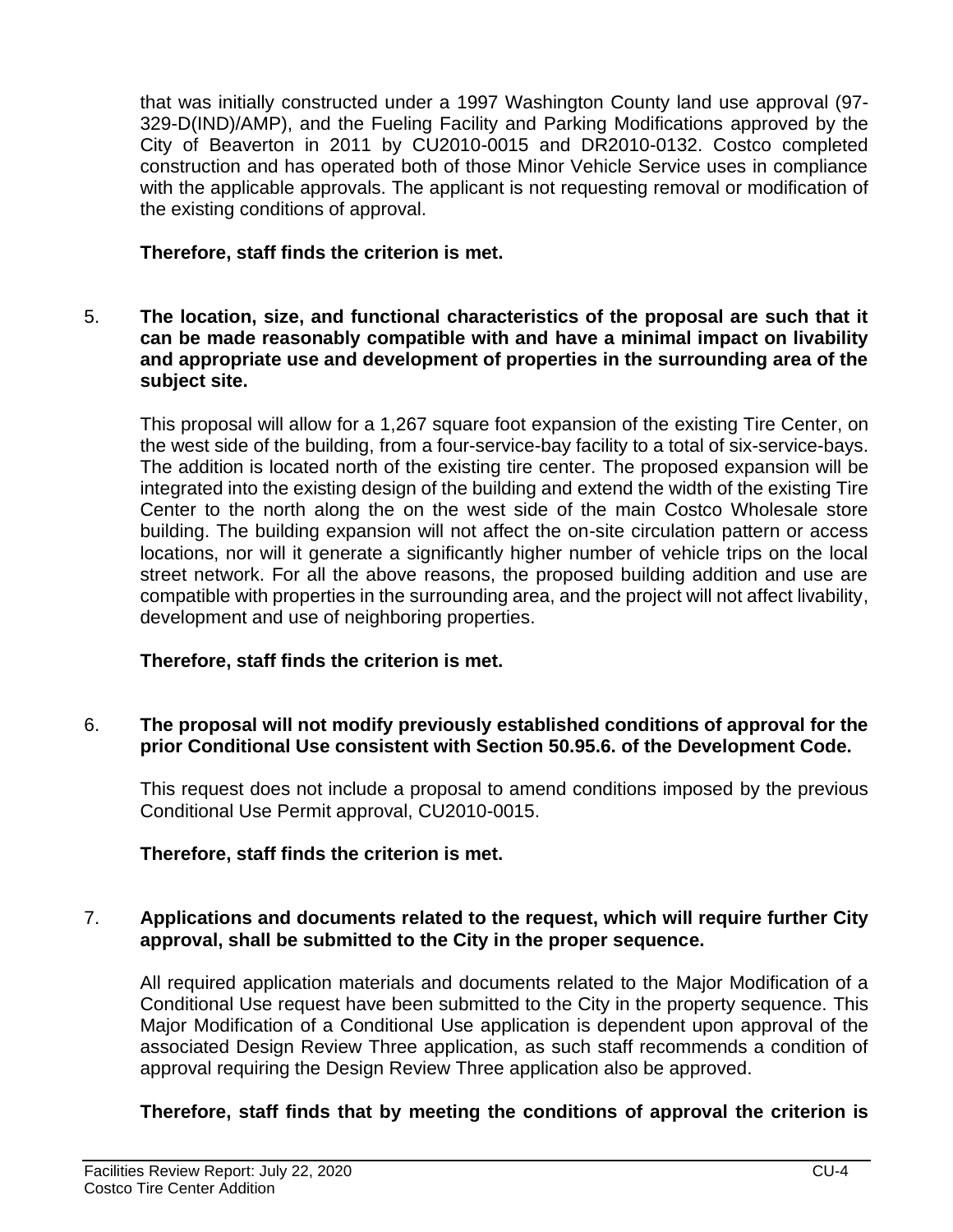that was initially constructed under a 1997 Washington County land use approval (97-329-D(IND)/AMP), and the Fueling Facility and Parking Modifications approved by the City of Beaverton in 2011 by CU2010-0015 and DR2010-0132. Costco completed construction and has operated both of those Minor Vehicle Service uses in compliance with the applicable approvals. The applicant is not requesting removal or modification of the existing conditions of approval.

**Therefore, staff finds the criterion is met.**

5. **The location, size, and functional characteristics of the proposal are such that it can be made reasonably compatible with and have a minimal impact on livability and appropriate use and development of properties in the surrounding area of the subject site.**

   This proposal will allow for a 1,267 square foot expansion of the existing Tire Center, on the west side of the building, from a four-service-bay facility to a total of six-service-bays. The addition is located north of the existing tire center. The proposed expansion will be integrated into the existing design of the building and extend the width of the existing Tire Center to the north along the on the west side of the main Costco Wholesale store building. The building expansion will not affect the on-site circulation pattern or access locations, nor will it generate a significantly higher number of vehicle trips on the local street network. For all the above reasons, the proposed building addition and use are compatible with properties in the surrounding area, and the project will not affect livability, development and use of neighboring properties.

   **Therefore, staff finds the criterion is met.**

6. **The proposal will not modify previously established conditions of approval for the prior Conditional Use consistent with Section 50.95.6. of the Development Code.**

   This request does not include a proposal to amend conditions imposed by the previous Conditional Use Permit approval, CU2010-0015.

   **Therefore, staff finds the criterion is met.**

7. **Applications and documents related to the request, which will require further City approval, shall be submitted to the City in the proper sequence.**

   All required application materials and documents related to the Major Modification of a Conditional Use request have been submitted to the City in the property sequence. This Major Modification of a Conditional Use application is dependent upon approval of the associated Design Review Three application, as such staff recommends a condition of approval requiring the Design Review Three application also be approved.

   **Therefore, staff finds that by meeting the conditions of approval the criterion is**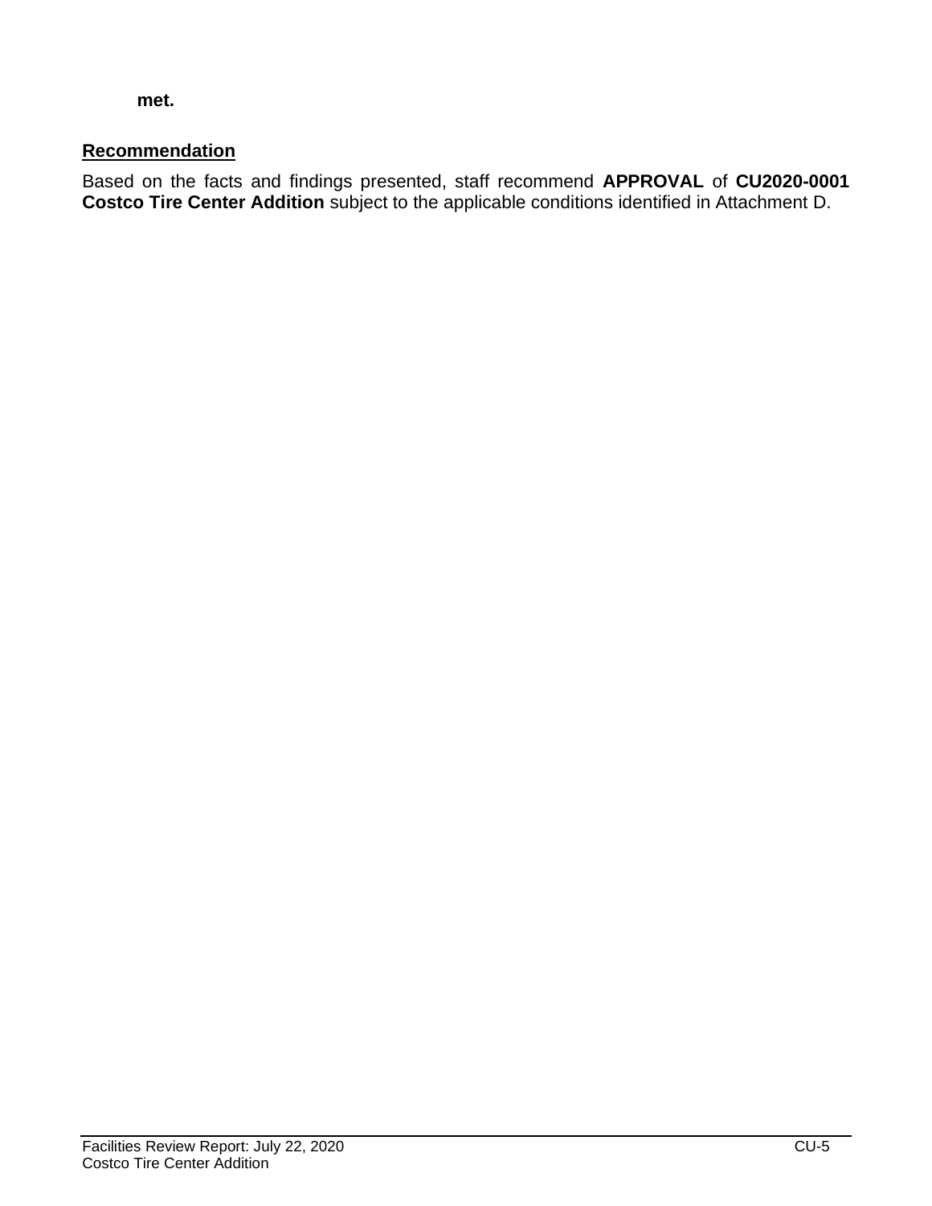**met.**

**Recommendation**

Based on the facts and findings presented, staff recommend **APPROVAL** of **CU2020-0001 Costco Tire Center Addition** subject to the applicable conditions identified in Attachment D.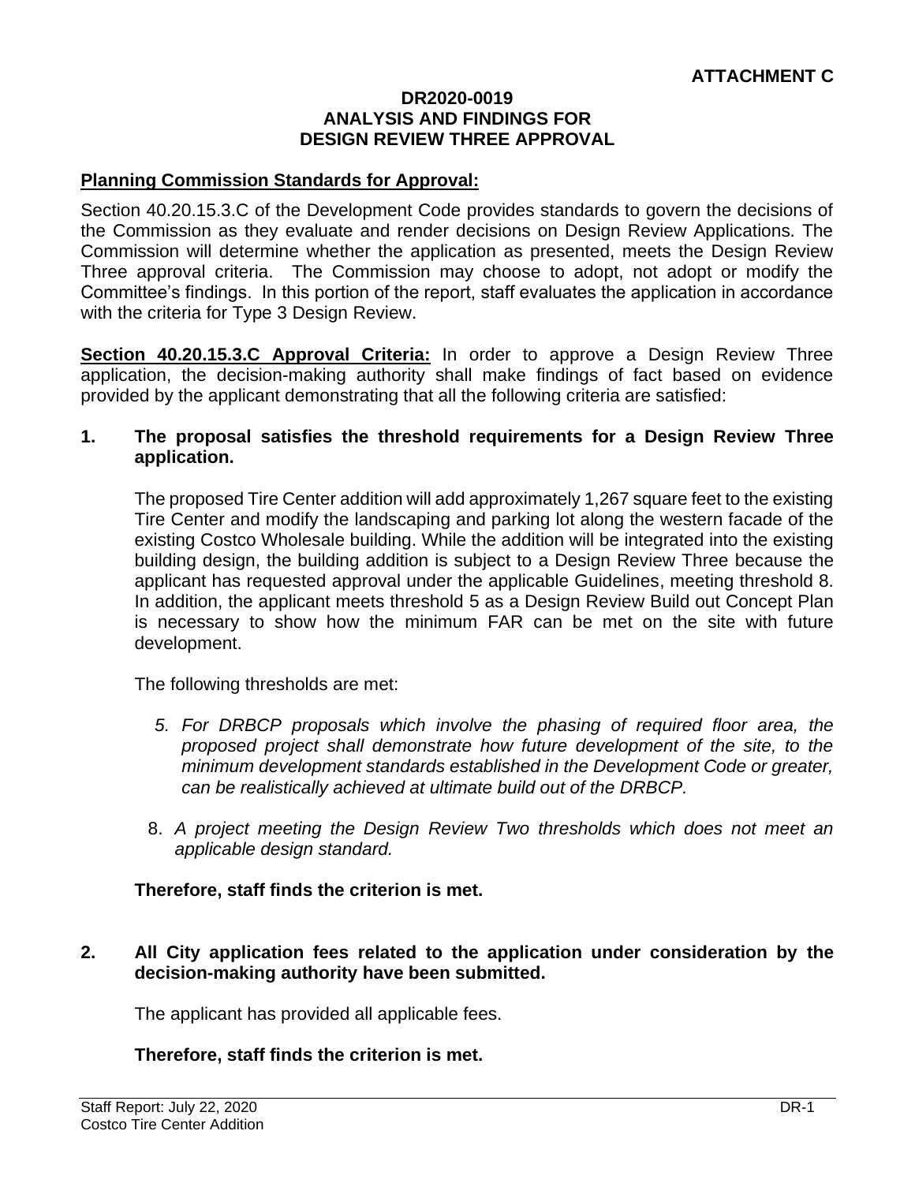**ATTACHMENT C**

**DR2020-0019**
**ANALYSIS AND FINDINGS FOR**
**DESIGN REVIEW THREE APPROVAL**

**Planning Commission Standards for Approval:**

Section 40.20.15.3.C of the Development Code provides standards to govern the decisions of the Commission as they evaluate and render decisions on Design Review Applications. The Commission will determine whether the application as presented, meets the Design Review Three approval criteria. The Commission may choose to adopt, not adopt or modify the Committee's findings. In this portion of the report, staff evaluates the application in accordance with the criteria for Type 3 Design Review.

**Section 40.20.15.3.C Approval Criteria:** In order to approve a Design Review Three application, the decision-making authority shall make findings of fact based on evidence provided by the applicant demonstrating that all the following criteria are satisfied:

**1. The proposal satisfies the threshold requirements for a Design Review Three application.**

The proposed Tire Center addition will add approximately 1,267 square feet to the existing Tire Center and modify the landscaping and parking lot along the western facade of the existing Costco Wholesale building. While the addition will be integrated into the existing building design, the building addition is subject to a Design Review Three because the applicant has requested approval under the applicable Guidelines, meeting threshold 8. In addition, the applicant meets threshold 5 as a Design Review Build out Concept Plan is necessary to show how the minimum FAR can be met on the site with future development.

The following thresholds are met:

5. *For DRBCP proposals which involve the phasing of required floor area, the proposed project shall demonstrate how future development of the site, to the minimum development standards established in the Development Code or greater, can be realistically achieved at ultimate build out of the DRBCP.*

8. *A project meeting the Design Review Two thresholds which does not meet an applicable design standard.*

**Therefore, staff finds the criterion is met.**

**2. All City application fees related to the application under consideration by the decision-making authority have been submitted.**

The applicant has provided all applicable fees.

**Therefore, staff finds the criterion is met.**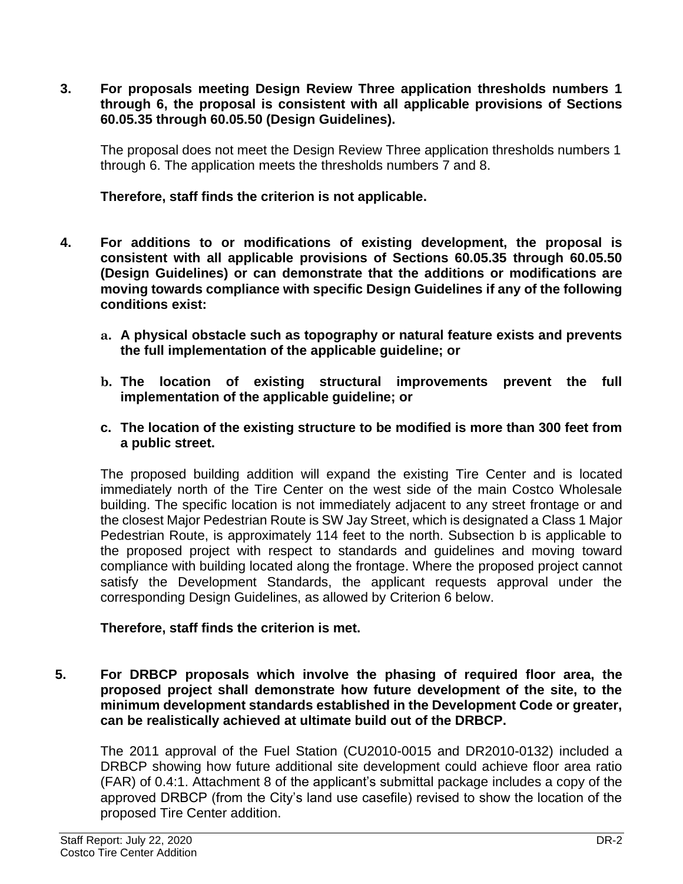**3. For proposals meeting Design Review Three application thresholds numbers 1 through 6, the proposal is consistent with all applicable provisions of Sections 60.05.35 through 60.05.50 (Design Guidelines).**

The proposal does not meet the Design Review Three application thresholds numbers 1 through 6. The application meets the thresholds numbers 7 and 8.

**Therefore, staff finds the criterion is not applicable.**

**4. For additions to or modifications of existing development, the proposal is consistent with all applicable provisions of Sections 60.05.35 through 60.05.50 (Design Guidelines) or can demonstrate that the additions or modifications are moving towards compliance with specific Design Guidelines if any of the following conditions exist:**

- **a. A physical obstacle such as topography or natural feature exists and prevents the full implementation of the applicable guideline; or**
- **b. The location of existing structural improvements prevent the full implementation of the applicable guideline; or**
- **c. The location of the existing structure to be modified is more than 300 feet from a public street.**

The proposed building addition will expand the existing Tire Center and is located immediately north of the Tire Center on the west side of the main Costco Wholesale building. The specific location is not immediately adjacent to any street frontage or and the closest Major Pedestrian Route is SW Jay Street, which is designated a Class 1 Major Pedestrian Route, is approximately 114 feet to the north. Subsection b is applicable to the proposed project with respect to standards and guidelines and moving toward compliance with building located along the frontage. Where the proposed project cannot satisfy the Development Standards, the applicant requests approval under the corresponding Design Guidelines, as allowed by Criterion 6 below.

**Therefore, staff finds the criterion is met.**

**5. For DRBCP proposals which involve the phasing of required floor area, the proposed project shall demonstrate how future development of the site, to the minimum development standards established in the Development Code or greater, can be realistically achieved at ultimate build out of the DRBCP.**

The 2011 approval of the Fuel Station (CU2010-0015 and DR2010-0132) included a DRBCP showing how future additional site development could achieve floor area ratio (FAR) of 0.4:1. Attachment 8 of the applicant's submittal package includes a copy of the approved DRBCP (from the City's land use casefile) revised to show the location of the proposed Tire Center addition.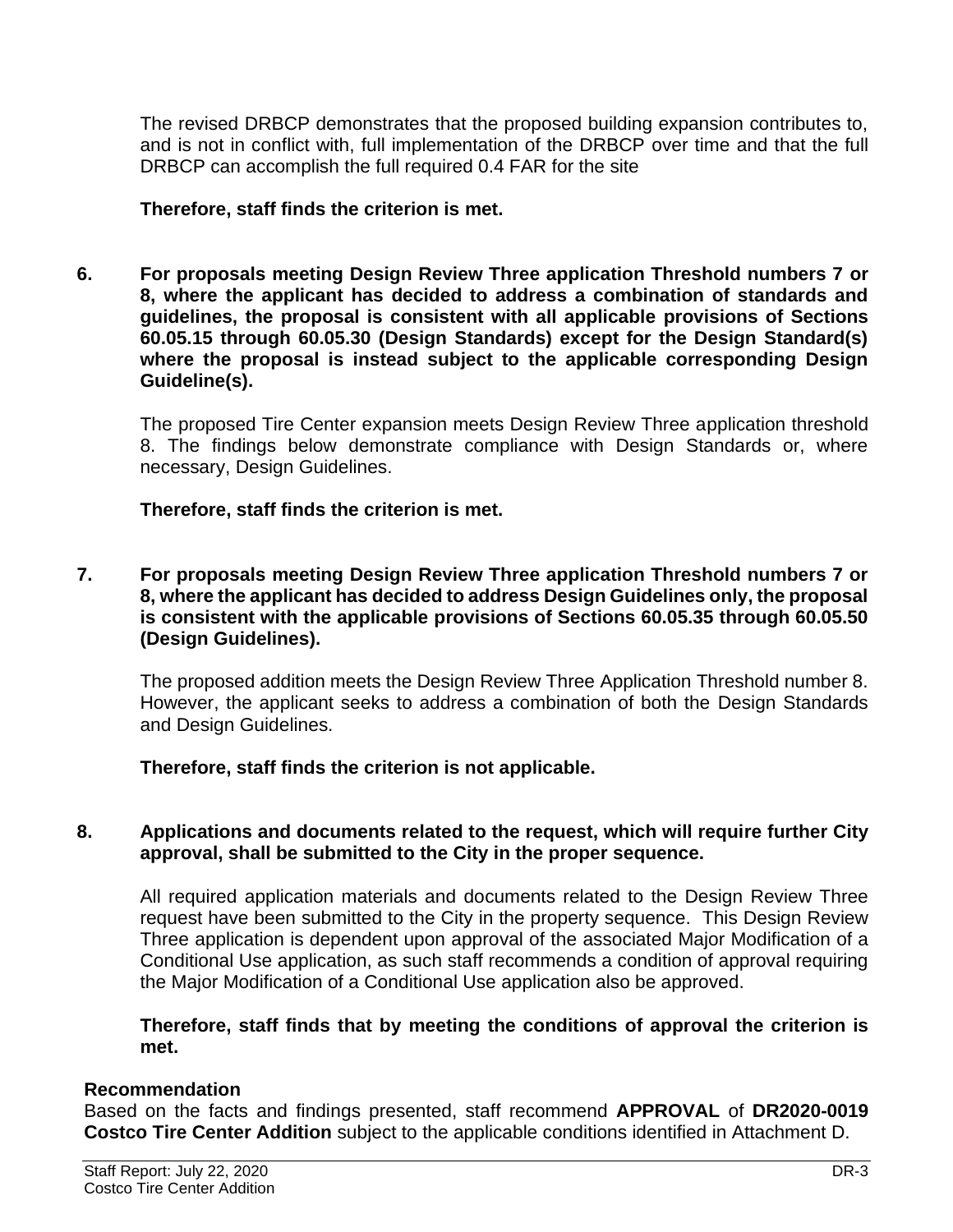The revised DRBCP demonstrates that the proposed building expansion contributes to, and is not in conflict with, full implementation of the DRBCP over time and that the full DRBCP can accomplish the full required 0.4 FAR for the site

**Therefore, staff finds the criterion is met.**

**6. For proposals meeting Design Review Three application Threshold numbers 7 or 8, where the applicant has decided to address a combination of standards and guidelines, the proposal is consistent with all applicable provisions of Sections 60.05.15 through 60.05.30 (Design Standards) except for the Design Standard(s) where the proposal is instead subject to the applicable corresponding Design Guideline(s).**

The proposed Tire Center expansion meets Design Review Three application threshold 8. The findings below demonstrate compliance with Design Standards or, where necessary, Design Guidelines.

**Therefore, staff finds the criterion is met.**

**7. For proposals meeting Design Review Three application Threshold numbers 7 or 8, where the applicant has decided to address Design Guidelines only, the proposal is consistent with the applicable provisions of Sections 60.05.35 through 60.05.50 (Design Guidelines).**

The proposed addition meets the Design Review Three Application Threshold number 8. However, the applicant seeks to address a combination of both the Design Standards and Design Guidelines.

**Therefore, staff finds the criterion is not applicable.**

**8. Applications and documents related to the request, which will require further City approval, shall be submitted to the City in the proper sequence.**

All required application materials and documents related to the Design Review Three request have been submitted to the City in the property sequence. This Design Review Three application is dependent upon approval of the associated Major Modification of a Conditional Use application, as such staff recommends a condition of approval requiring the Major Modification of a Conditional Use application also be approved.

**Therefore, staff finds that by meeting the conditions of approval the criterion is met.**

## Recommendation

Based on the facts and findings presented, staff recommend **APPROVAL** of **DR2020-0019 Costco Tire Center Addition** subject to the applicable conditions identified in Attachment D.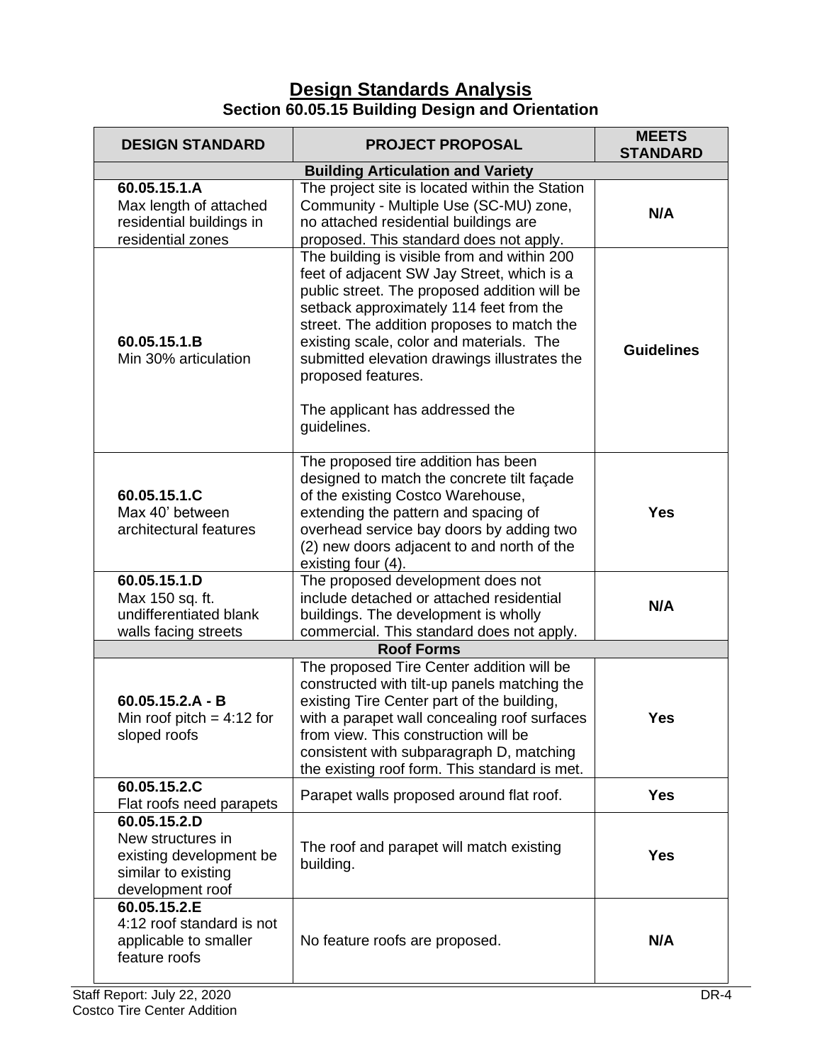## Design Standards Analysis

### Section 60.05.15 Building Design and Orientation

| DESIGN STANDARD | PROJECT PROPOSAL | MEETS STANDARD |
|---|---|---|
| **Building Articulation and Variety** | | |
| **60.05.15.1.A** Max length of attached residential buildings in residential zones | The project site is located within the Station Community - Multiple Use (SC-MU) zone, no attached residential buildings are proposed. This standard does not apply. | **N/A** |
| **60.05.15.1.B** Min 30% articulation | The building is visible from and within 200 feet of adjacent SW Jay Street, which is a public street. The proposed addition will be setback approximately 114 feet from the street. The addition proposes to match the existing scale, color and materials. The submitted elevation drawings illustrates the proposed features.<br><br>The applicant has addressed the guidelines. | **Guidelines** |
| **60.05.15.1.C** Max 40' between architectural features | The proposed tire addition has been designed to match the concrete tilt façade of the existing Costco Warehouse, extending the pattern and spacing of overhead service bay doors by adding two (2) new doors adjacent to and north of the existing four (4). | **Yes** |
| **60.05.15.1.D** Max 150 sq. ft. undifferentiated blank walls facing streets | The proposed development does not include detached or attached residential buildings. The development is wholly commercial. This standard does not apply. | **N/A** |
| **Roof Forms** | | |
| **60.05.15.2.A - B** Min roof pitch = 4:12 for sloped roofs | The proposed Tire Center addition will be constructed with tilt-up panels matching the existing Tire Center part of the building, with a parapet wall concealing roof surfaces from view. This construction will be consistent with subparagraph D, matching the existing roof form. This standard is met. | **Yes** |
| **60.05.15.2.C** Flat roofs need parapets | Parapet walls proposed around flat roof. | **Yes** |
| **60.05.15.2.D** New structures in existing development be similar to existing development roof | The roof and parapet will match existing building. | **Yes** |
| **60.05.15.2.E** 4:12 roof standard is not applicable to smaller feature roofs | No feature roofs are proposed. | **N/A** |

Staff Report: July 22, 2020
Costco Tire Center Addition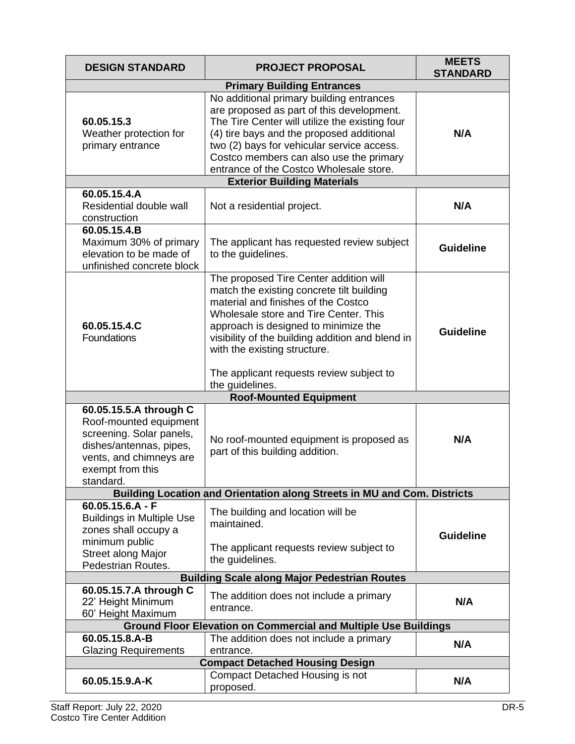| DESIGN STANDARD | PROJECT PROPOSAL | MEETS STANDARD |
|---|---|---|
| **Primary Building Entrances** | | |
| **60.05.15.3** Weather protection for primary entrance | No additional primary building entrances are proposed as part of this development. The Tire Center will utilize the existing four (4) tire bays and the proposed additional two (2) bays for vehicular service access. Costco members can also use the primary entrance of the Costco Wholesale store. | **N/A** |
| **Exterior Building Materials** | | |
| **60.05.15.4.A** Residential double wall construction | Not a residential project. | **N/A** |
| **60.05.15.4.B** Maximum 30% of primary elevation to be made of unfinished concrete block | The applicant has requested review subject to the guidelines. | **Guideline** |
| **60.05.15.4.C** Foundations | The proposed Tire Center addition will match the existing concrete tilt building material and finishes of the Costco Wholesale store and Tire Center. This approach is designed to minimize the visibility of the building addition and blend in with the existing structure.<br><br>The applicant requests review subject to the guidelines. | **Guideline** |
| **Roof-Mounted Equipment** | | |
| **60.05.15.5.A through C** Roof-mounted equipment screening. Solar panels, dishes/antennas, pipes, vents, and chimneys are exempt from this standard. | No roof-mounted equipment is proposed as part of this building addition. | **N/A** |
| **Building Location and Orientation along Streets in MU and Com. Districts** | | |
| **60.05.15.6.A - F** Buildings in Multiple Use zones shall occupy a minimum public Street along Major Pedestrian Routes. | The building and location will be maintained.<br><br>The applicant requests review subject to the guidelines. | **Guideline** |
| **Building Scale along Major Pedestrian Routes** | | |
| **60.05.15.7.A through C** 22' Height Minimum 60' Height Maximum | The addition does not include a primary entrance. | **N/A** |
| **Ground Floor Elevation on Commercial and Multiple Use Buildings** | | |
| **60.05.15.8.A-B** Glazing Requirements | The addition does not include a primary entrance. | **N/A** |
| **Compact Detached Housing Design** | | |
| **60.05.15.9.A-K** | Compact Detached Housing is not proposed. | **N/A** |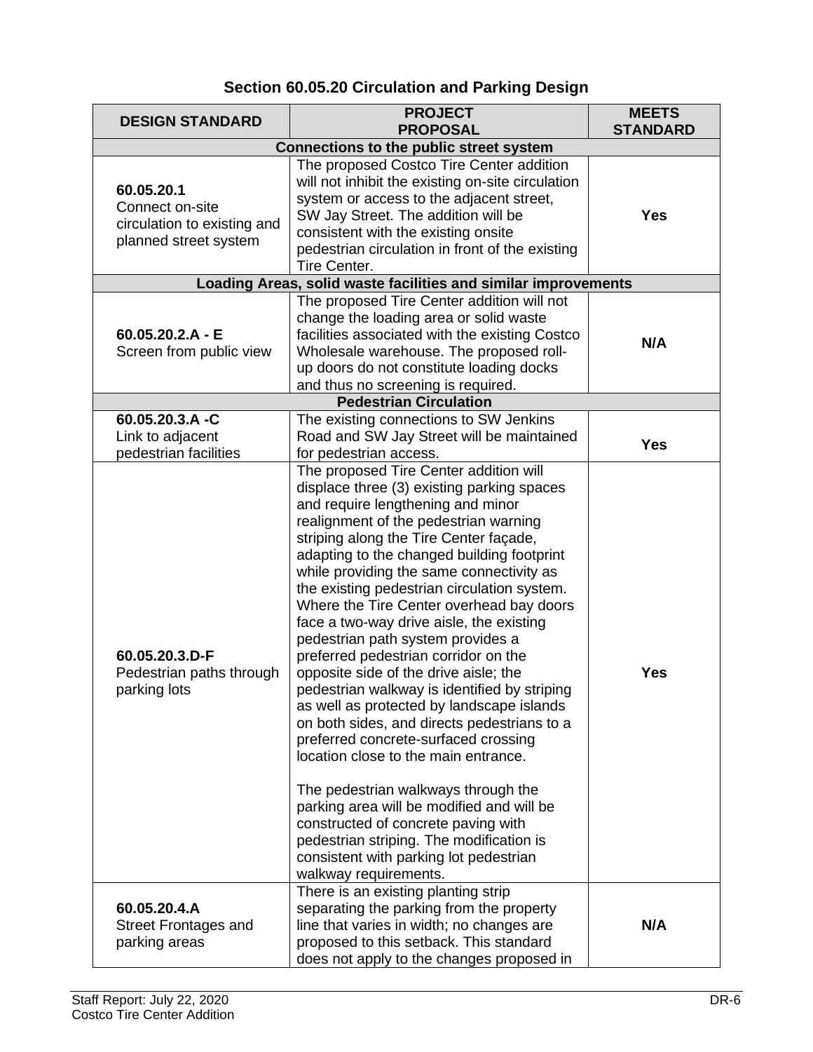## Section 60.05.20 Circulation and Parking Design

| DESIGN STANDARD | PROJECT PROPOSAL | MEETS STANDARD |
|---|---|---|
| **Connections to the public street system** | | |
| **60.05.20.1** Connect on-site circulation to existing and planned street system | The proposed Costco Tire Center addition will not inhibit the existing on-site circulation system or access to the adjacent street, SW Jay Street. The addition will be consistent with the existing onsite pedestrian circulation in front of the existing Tire Center. | **Yes** |
| **Loading Areas, solid waste facilities and similar improvements** | | |
| **60.05.20.2.A - E** Screen from public view | The proposed Tire Center addition will not change the loading area or solid waste facilities associated with the existing Costco Wholesale warehouse. The proposed roll-up doors do not constitute loading docks and thus no screening is required. | **N/A** |
| **Pedestrian Circulation** | | |
| **60.05.20.3.A -C** Link to adjacent pedestrian facilities | The existing connections to SW Jenkins Road and SW Jay Street will be maintained for pedestrian access. | **Yes** |
| **60.05.20.3.D-F** Pedestrian paths through parking lots | The proposed Tire Center addition will displace three (3) existing parking spaces and require lengthening and minor realignment of the pedestrian warning striping along the Tire Center façade, adapting to the changed building footprint while providing the same connectivity as the existing pedestrian circulation system. Where the Tire Center overhead bay doors face a two-way drive aisle, the existing pedestrian path system provides a preferred pedestrian corridor on the opposite side of the drive aisle; the pedestrian walkway is identified by striping as well as protected by landscape islands on both sides, and directs pedestrians to a preferred concrete-surfaced crossing location close to the main entrance.<br><br>The pedestrian walkways through the parking area will be modified and will be constructed of concrete paving with pedestrian striping. The modification is consistent with parking lot pedestrian walkway requirements. | **Yes** |
| **60.05.20.4.A** Street Frontages and parking areas | There is an existing planting strip separating the parking from the property line that varies in width; no changes are proposed to this setback. This standard does not apply to the changes proposed in | **N/A** |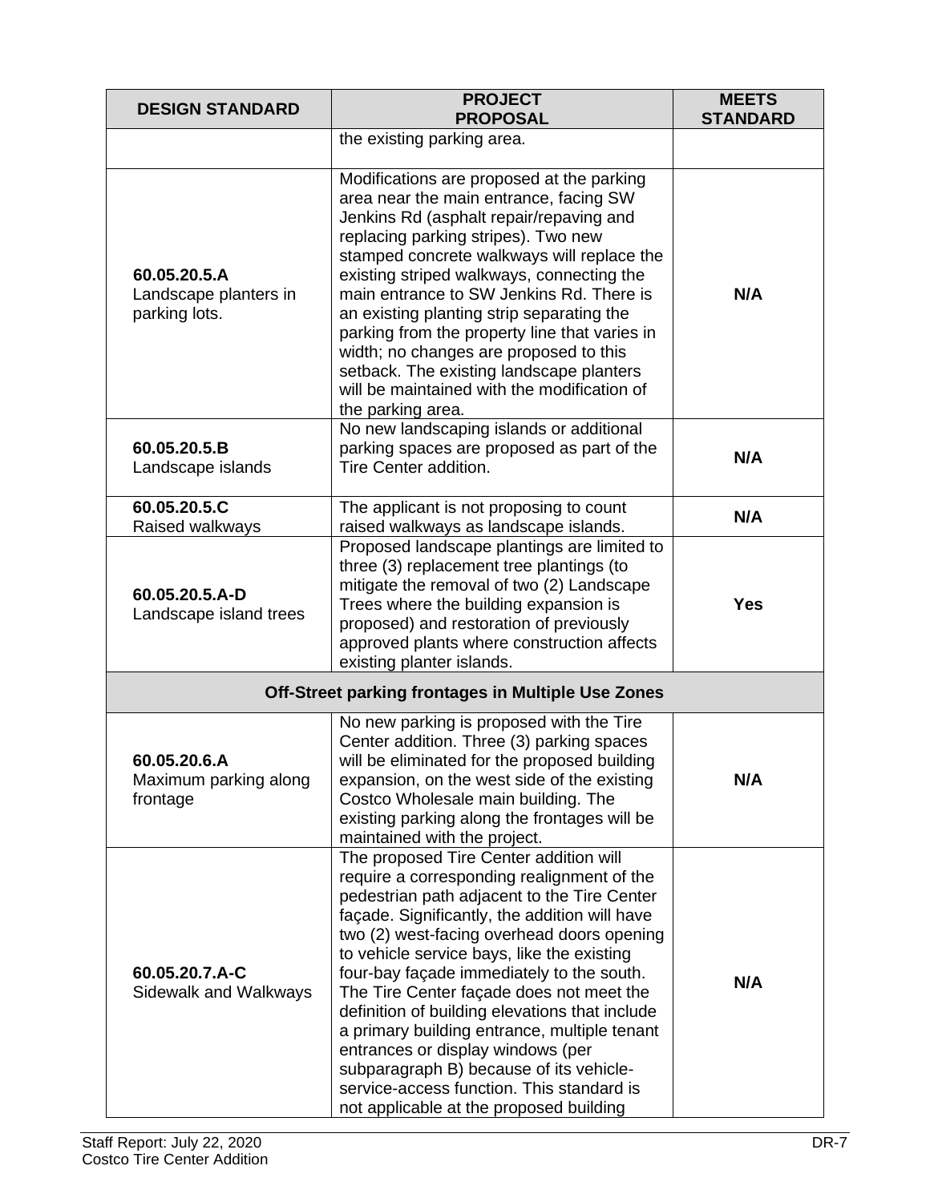| DESIGN STANDARD | PROJECT PROPOSAL | MEETS STANDARD |
|---|---|---|
| | the existing parking area. | |
| **60.05.20.5.A** Landscape planters in parking lots. | Modifications are proposed at the parking area near the main entrance, facing SW Jenkins Rd (asphalt repair/repaving and replacing parking stripes). Two new stamped concrete walkways will replace the existing striped walkways, connecting the main entrance to SW Jenkins Rd. There is an existing planting strip separating the parking from the property line that varies in width; no changes are proposed to this setback. The existing landscape planters will be maintained with the modification of the parking area. | **N/A** |
| **60.05.20.5.B** Landscape islands | No new landscaping islands or additional parking spaces are proposed as part of the Tire Center addition. | **N/A** |
| **60.05.20.5.C** Raised walkways | The applicant is not proposing to count raised walkways as landscape islands. | **N/A** |
| **60.05.20.5.A-D** Landscape island trees | Proposed landscape plantings are limited to three (3) replacement tree plantings (to mitigate the removal of two (2) Landscape Trees where the building expansion is proposed) and restoration of previously approved plants where construction affects existing planter islands. | **Yes** |
| **Off-Street parking frontages in Multiple Use Zones** | | |
| **60.05.20.6.A** Maximum parking along frontage | No new parking is proposed with the Tire Center addition. Three (3) parking spaces will be eliminated for the proposed building expansion, on the west side of the existing Costco Wholesale main building. The existing parking along the frontages will be maintained with the project. | **N/A** |
| **60.05.20.7.A-C** Sidewalk and Walkways | The proposed Tire Center addition will require a corresponding realignment of the pedestrian path adjacent to the Tire Center façade. Significantly, the addition will have two (2) west-facing overhead doors opening to vehicle service bays, like the existing four-bay façade immediately to the south. The Tire Center façade does not meet the definition of building elevations that include a primary building entrance, multiple tenant entrances or display windows (per subparagraph B) because of its vehicle-service-access function. This standard is not applicable at the proposed building | **N/A** |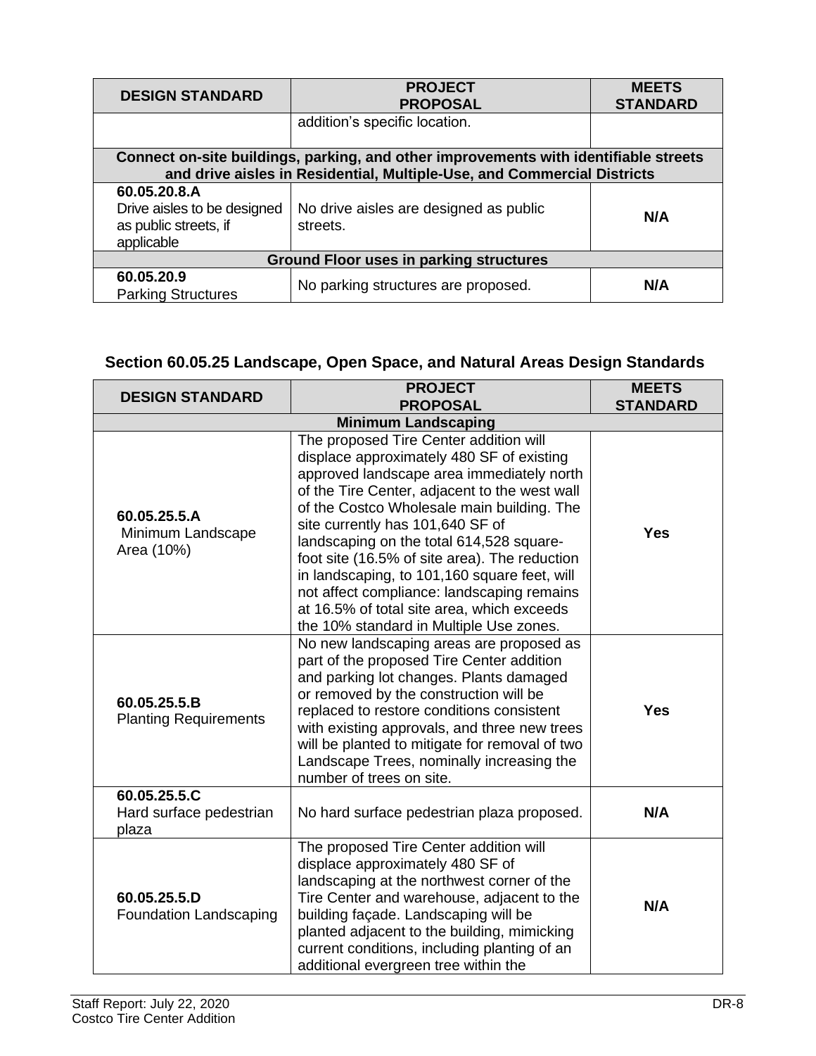| DESIGN STANDARD | PROJECT PROPOSAL | MEETS STANDARD |
|---|---|---|
| | addition's specific location. | |
| **Connect on-site buildings, parking, and other improvements with identifiable streets and drive aisles in Residential, Multiple-Use, and Commercial Districts** | | |
| **60.05.20.8.A** Drive aisles to be designed as public streets, if applicable | No drive aisles are designed as public streets. | **N/A** |
| **Ground Floor uses in parking structures** | | |
| **60.05.20.9** Parking Structures | No parking structures are proposed. | **N/A** |

## Section 60.05.25 Landscape, Open Space, and Natural Areas Design Standards

| DESIGN STANDARD | PROJECT PROPOSAL | MEETS STANDARD |
|---|---|---|
| **Minimum Landscaping** | | |
| **60.05.25.5.A** Minimum Landscape Area (10%) | The proposed Tire Center addition will displace approximately 480 SF of existing approved landscape area immediately north of the Tire Center, adjacent to the west wall of the Costco Wholesale main building. The site currently has 101,640 SF of landscaping on the total 614,528 square-foot site (16.5% of site area). The reduction in landscaping, to 101,160 square feet, will not affect compliance: landscaping remains at 16.5% of total site area, which exceeds the 10% standard in Multiple Use zones. | **Yes** |
| **60.05.25.5.B** Planting Requirements | No new landscaping areas are proposed as part of the proposed Tire Center addition and parking lot changes. Plants damaged or removed by the construction will be replaced to restore conditions consistent with existing approvals, and three new trees will be planted to mitigate for removal of two Landscape Trees, nominally increasing the number of trees on site. | **Yes** |
| **60.05.25.5.C** Hard surface pedestrian plaza | No hard surface pedestrian plaza proposed. | **N/A** |
| **60.05.25.5.D** Foundation Landscaping | The proposed Tire Center addition will displace approximately 480 SF of landscaping at the northwest corner of the Tire Center and warehouse, adjacent to the building façade. Landscaping will be planted adjacent to the building, mimicking current conditions, including planting of an additional evergreen tree within the | **N/A** |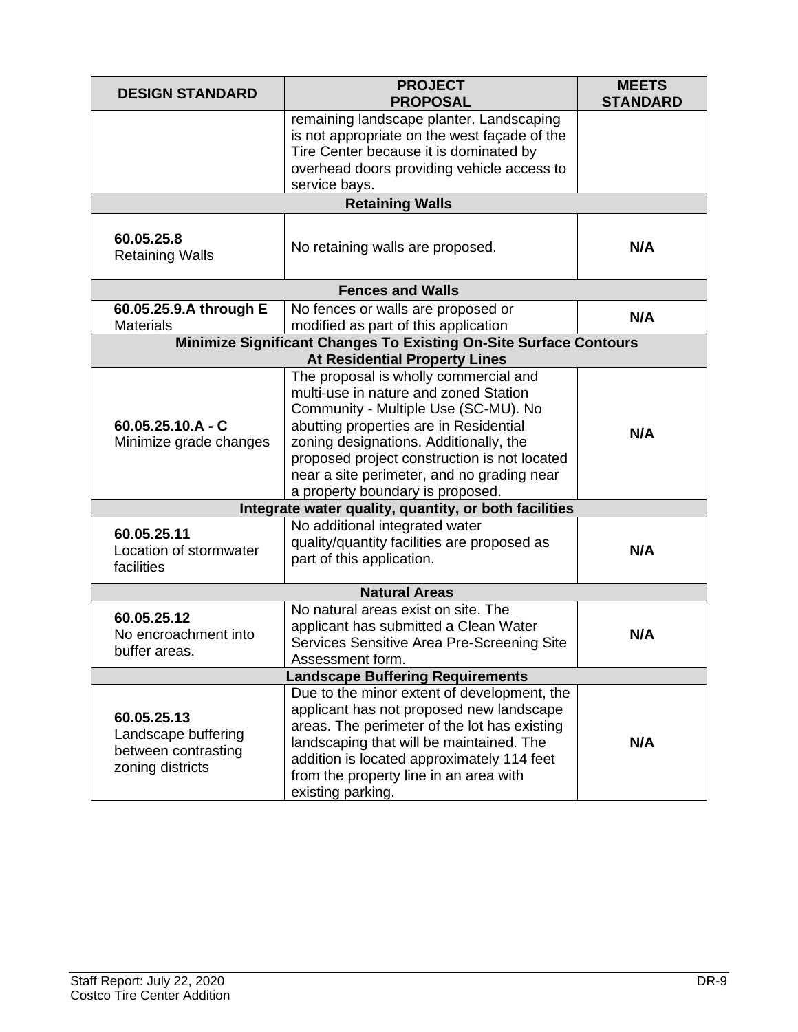| DESIGN STANDARD | PROJECT PROPOSAL | MEETS STANDARD |
| --- | --- | --- |
| | remaining landscape planter. Landscaping is not appropriate on the west façade of the Tire Center because it is dominated by overhead doors providing vehicle access to service bays. | |
| **Retaining Walls** | | |
| **60.05.25.8** Retaining Walls | No retaining walls are proposed. | **N/A** |
| **Fences and Walls** | | |
| **60.05.25.9.A through E** Materials | No fences or walls are proposed or modified as part of this application | **N/A** |
| **Minimize Significant Changes To Existing On-Site Surface Contours At Residential Property Lines** | | |
| **60.05.25.10.A - C** Minimize grade changes | The proposal is wholly commercial and multi-use in nature and zoned Station Community - Multiple Use (SC-MU). No abutting properties are in Residential zoning designations. Additionally, the proposed project construction is not located near a site perimeter, and no grading near a property boundary is proposed. | **N/A** |
| **Integrate water quality, quantity, or both facilities** | | |
| **60.05.25.11** Location of stormwater facilities | No additional integrated water quality/quantity facilities are proposed as part of this application. | **N/A** |
| **Natural Areas** | | |
| **60.05.25.12** No encroachment into buffer areas. | No natural areas exist on site. The applicant has submitted a Clean Water Services Sensitive Area Pre-Screening Site Assessment form. | **N/A** |
| **Landscape Buffering Requirements** | | |
| **60.05.25.13** Landscape buffering between contrasting zoning districts | Due to the minor extent of development, the applicant has not proposed new landscape areas. The perimeter of the lot has existing landscaping that will be maintained. The addition is located approximately 114 feet from the property line in an area with existing parking. | **N/A** |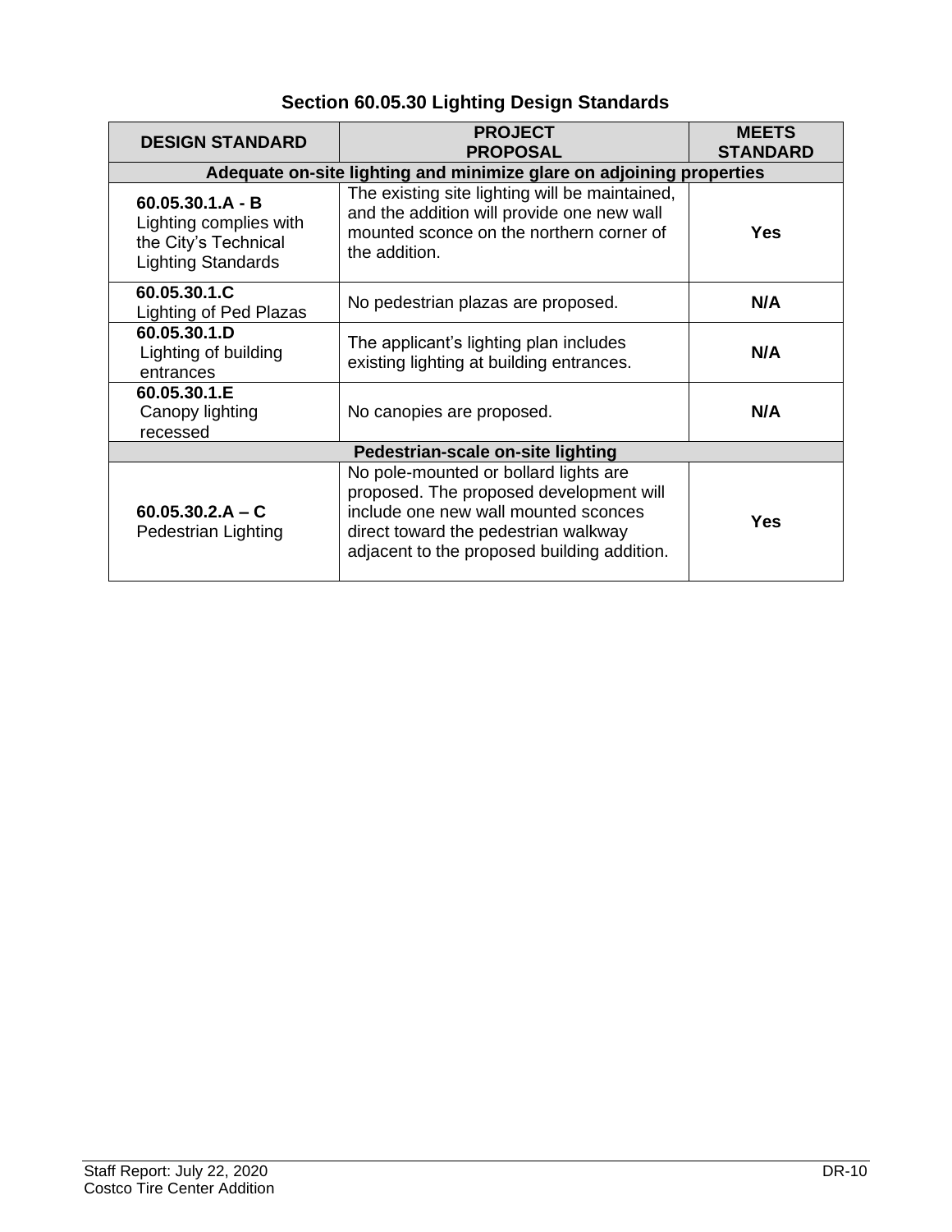## Section 60.05.30 Lighting Design Standards

| DESIGN STANDARD | PROJECT PROPOSAL | MEETS STANDARD |
|---|---|---|
| **Adequate on-site lighting and minimize glare on adjoining properties** | | |
| **60.05.30.1.A - B** Lighting complies with the City's Technical Lighting Standards | The existing site lighting will be maintained, and the addition will provide one new wall mounted sconce on the northern corner of the addition. | **Yes** |
| **60.05.30.1.C** Lighting of Ped Plazas | No pedestrian plazas are proposed. | **N/A** |
| **60.05.30.1.D** Lighting of building entrances | The applicant's lighting plan includes existing lighting at building entrances. | **N/A** |
| **60.05.30.1.E** Canopy lighting recessed | No canopies are proposed. | **N/A** |
| **Pedestrian-scale on-site lighting** | | |
| **60.05.30.2.A – C** Pedestrian Lighting | No pole-mounted or bollard lights are proposed. The proposed development will include one new wall mounted sconces direct toward the pedestrian walkway adjacent to the proposed building addition. | **Yes** |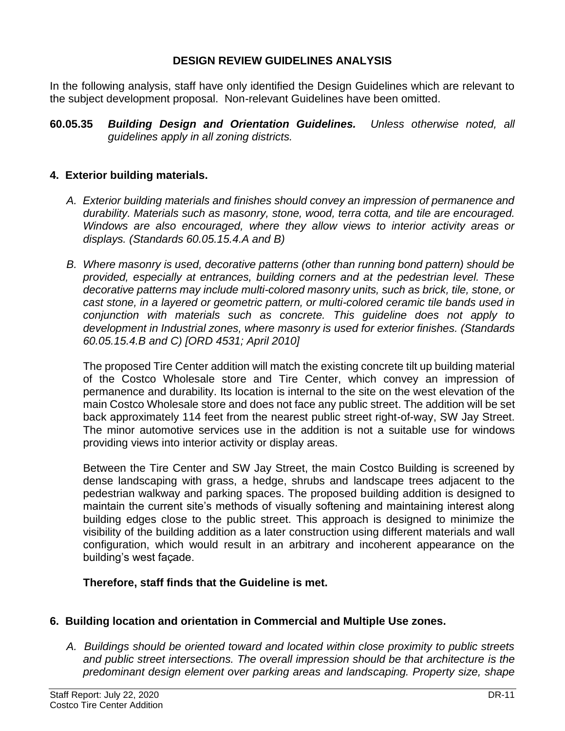## DESIGN REVIEW GUIDELINES ANALYSIS

In the following analysis, staff have only identified the Design Guidelines which are relevant to the subject development proposal. Non-relevant Guidelines have been omitted.

**60.05.35** ***Building Design and Orientation Guidelines.*** *Unless otherwise noted, all guidelines apply in all zoning districts.*

### 4. Exterior building materials.

*A. Exterior building materials and finishes should convey an impression of permanence and durability. Materials such as masonry, stone, wood, terra cotta, and tile are encouraged. Windows are also encouraged, where they allow views to interior activity areas or displays. (Standards 60.05.15.4.A and B)*

*B. Where masonry is used, decorative patterns (other than running bond pattern) should be provided, especially at entrances, building corners and at the pedestrian level. These decorative patterns may include multi-colored masonry units, such as brick, tile, stone, or cast stone, in a layered or geometric pattern, or multi-colored ceramic tile bands used in conjunction with materials such as concrete. This guideline does not apply to development in Industrial zones, where masonry is used for exterior finishes. (Standards 60.05.15.4.B and C) [ORD 4531; April 2010]*

The proposed Tire Center addition will match the existing concrete tilt up building material of the Costco Wholesale store and Tire Center, which convey an impression of permanence and durability. Its location is internal to the site on the west elevation of the main Costco Wholesale store and does not face any public street. The addition will be set back approximately 114 feet from the nearest public street right-of-way, SW Jay Street. The minor automotive services use in the addition is not a suitable use for windows providing views into interior activity or display areas.

Between the Tire Center and SW Jay Street, the main Costco Building is screened by dense landscaping with grass, a hedge, shrubs and landscape trees adjacent to the pedestrian walkway and parking spaces. The proposed building addition is designed to maintain the current site's methods of visually softening and maintaining interest along building edges close to the public street. This approach is designed to minimize the visibility of the building addition as a later construction using different materials and wall configuration, which would result in an arbitrary and incoherent appearance on the building's west façade.

**Therefore, staff finds that the Guideline is met.**

### 6. Building location and orientation in Commercial and Multiple Use zones.

*A. Buildings should be oriented toward and located within close proximity to public streets and public street intersections. The overall impression should be that architecture is the predominant design element over parking areas and landscaping. Property size, shape*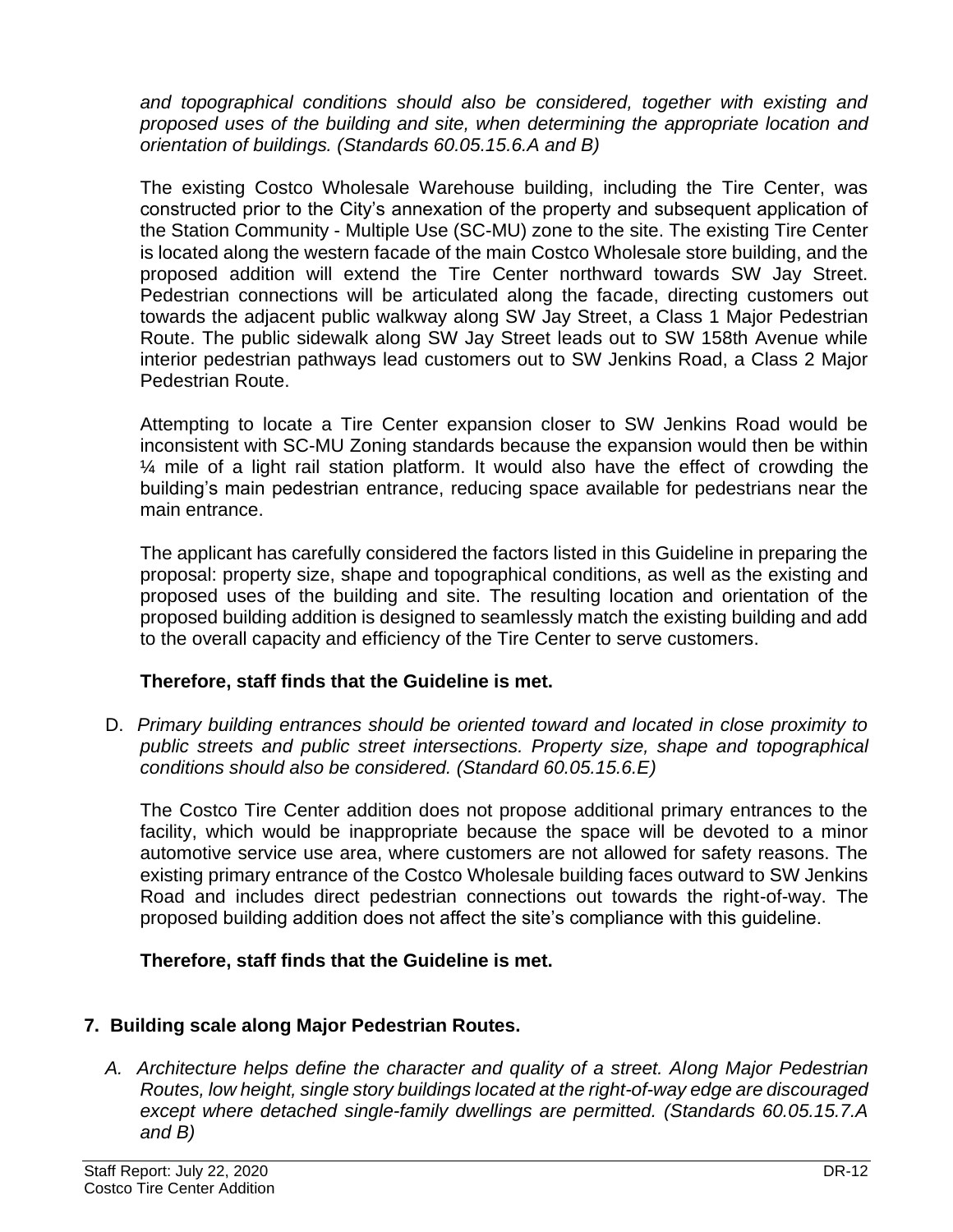*and topographical conditions should also be considered, together with existing and proposed uses of the building and site, when determining the appropriate location and orientation of buildings. (Standards 60.05.15.6.A and B)*

The existing Costco Wholesale Warehouse building, including the Tire Center, was constructed prior to the City's annexation of the property and subsequent application of the Station Community - Multiple Use (SC-MU) zone to the site. The existing Tire Center is located along the western facade of the main Costco Wholesale store building, and the proposed addition will extend the Tire Center northward towards SW Jay Street. Pedestrian connections will be articulated along the facade, directing customers out towards the adjacent public walkway along SW Jay Street, a Class 1 Major Pedestrian Route. The public sidewalk along SW Jay Street leads out to SW 158th Avenue while interior pedestrian pathways lead customers out to SW Jenkins Road, a Class 2 Major Pedestrian Route.

Attempting to locate a Tire Center expansion closer to SW Jenkins Road would be inconsistent with SC-MU Zoning standards because the expansion would then be within ¼ mile of a light rail station platform. It would also have the effect of crowding the building's main pedestrian entrance, reducing space available for pedestrians near the main entrance.

The applicant has carefully considered the factors listed in this Guideline in preparing the proposal: property size, shape and topographical conditions, as well as the existing and proposed uses of the building and site. The resulting location and orientation of the proposed building addition is designed to seamlessly match the existing building and add to the overall capacity and efficiency of the Tire Center to serve customers.

**Therefore, staff finds that the Guideline is met.**

D. *Primary building entrances should be oriented toward and located in close proximity to public streets and public street intersections. Property size, shape and topographical conditions should also be considered. (Standard 60.05.15.6.E)*

The Costco Tire Center addition does not propose additional primary entrances to the facility, which would be inappropriate because the space will be devoted to a minor automotive service use area, where customers are not allowed for safety reasons. The existing primary entrance of the Costco Wholesale building faces outward to SW Jenkins Road and includes direct pedestrian connections out towards the right-of-way. The proposed building addition does not affect the site's compliance with this guideline.

**Therefore, staff finds that the Guideline is met.**

## 7. Building scale along Major Pedestrian Routes.

A. *Architecture helps define the character and quality of a street. Along Major Pedestrian Routes, low height, single story buildings located at the right-of-way edge are discouraged except where detached single-family dwellings are permitted. (Standards 60.05.15.7.A and B)*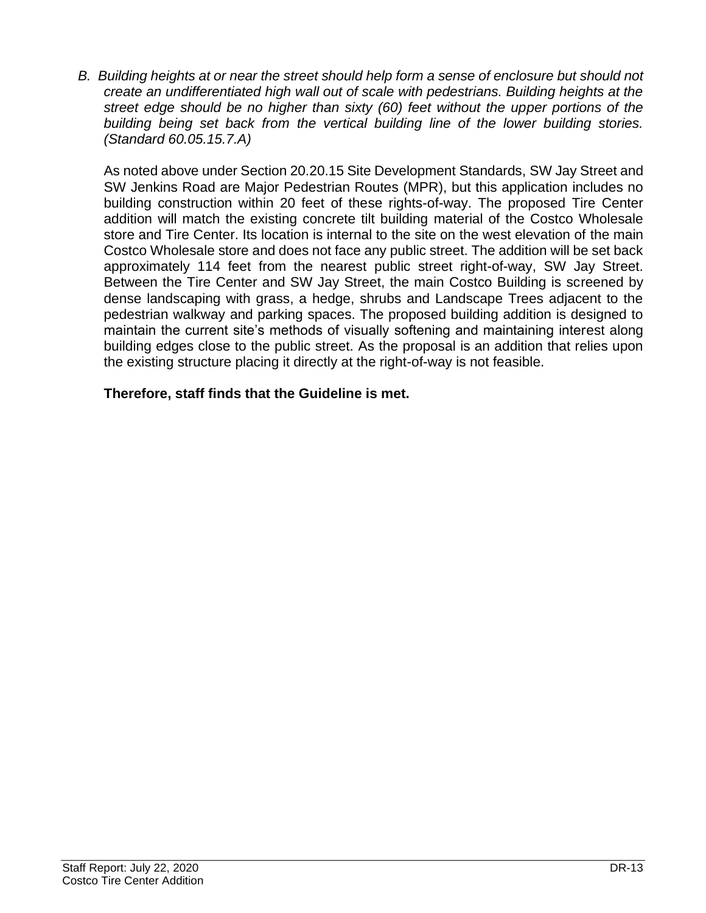*B. Building heights at or near the street should help form a sense of enclosure but should not create an undifferentiated high wall out of scale with pedestrians. Building heights at the street edge should be no higher than sixty (60) feet without the upper portions of the building being set back from the vertical building line of the lower building stories. (Standard 60.05.15.7.A)*

As noted above under Section 20.20.15 Site Development Standards, SW Jay Street and SW Jenkins Road are Major Pedestrian Routes (MPR), but this application includes no building construction within 20 feet of these rights-of-way. The proposed Tire Center addition will match the existing concrete tilt building material of the Costco Wholesale store and Tire Center. Its location is internal to the site on the west elevation of the main Costco Wholesale store and does not face any public street. The addition will be set back approximately 114 feet from the nearest public street right-of-way, SW Jay Street. Between the Tire Center and SW Jay Street, the main Costco Building is screened by dense landscaping with grass, a hedge, shrubs and Landscape Trees adjacent to the pedestrian walkway and parking spaces. The proposed building addition is designed to maintain the current site's methods of visually softening and maintaining interest along building edges close to the public street. As the proposal is an addition that relies upon the existing structure placing it directly at the right-of-way is not feasible.

**Therefore, staff finds that the Guideline is met.**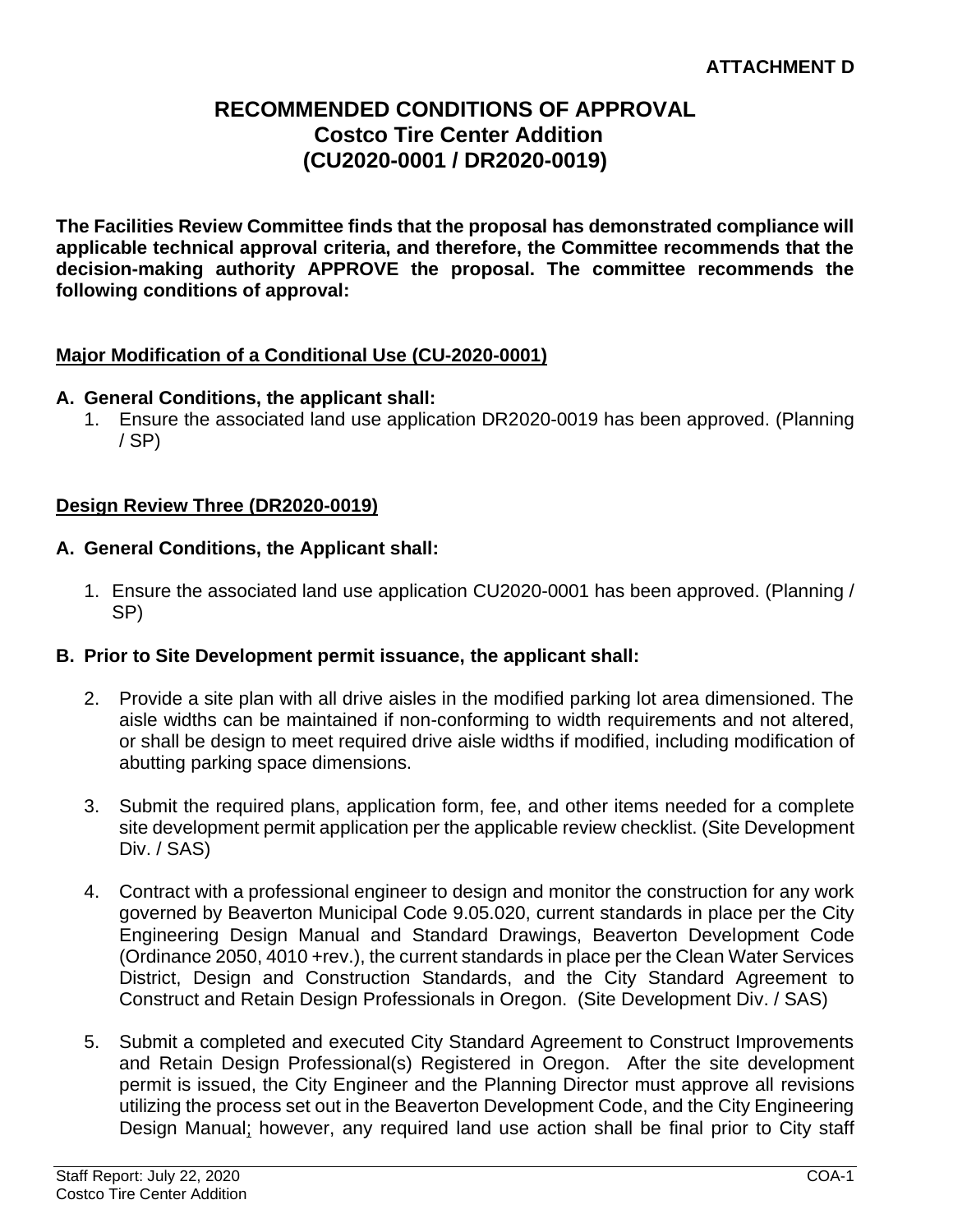**ATTACHMENT D**

# RECOMMENDED CONDITIONS OF APPROVAL
## Costco Tire Center Addition
## (CU2020-0001 / DR2020-0019)

**The Facilities Review Committee finds that the proposal has demonstrated compliance will applicable technical approval criteria, and therefore, the Committee recommends that the decision-making authority APPROVE the proposal. The committee recommends the following conditions of approval:**

**Major Modification of a Conditional Use (CU-2020-0001)**

**A. General Conditions, the applicant shall:**

1. Ensure the associated land use application DR2020-0019 has been approved. (Planning / SP)

**Design Review Three (DR2020-0019)**

**A. General Conditions, the Applicant shall:**

1. Ensure the associated land use application CU2020-0001 has been approved. (Planning / SP)

**B. Prior to Site Development permit issuance, the applicant shall:**

2. Provide a site plan with all drive aisles in the modified parking lot area dimensioned. The aisle widths can be maintained if non-conforming to width requirements and not altered, or shall be design to meet required drive aisle widths if modified, including modification of abutting parking space dimensions.

3. Submit the required plans, application form, fee, and other items needed for a complete site development permit application per the applicable review checklist. (Site Development Div. / SAS)

4. Contract with a professional engineer to design and monitor the construction for any work governed by Beaverton Municipal Code 9.05.020, current standards in place per the City Engineering Design Manual and Standard Drawings, Beaverton Development Code (Ordinance 2050, 4010 +rev.), the current standards in place per the Clean Water Services District, Design and Construction Standards, and the City Standard Agreement to Construct and Retain Design Professionals in Oregon. (Site Development Div. / SAS)

5. Submit a completed and executed City Standard Agreement to Construct Improvements and Retain Design Professional(s) Registered in Oregon. After the site development permit is issued, the City Engineer and the Planning Director must approve all revisions utilizing the process set out in the Beaverton Development Code, and the City Engineering Design Manual; however, any required land use action shall be final prior to City staff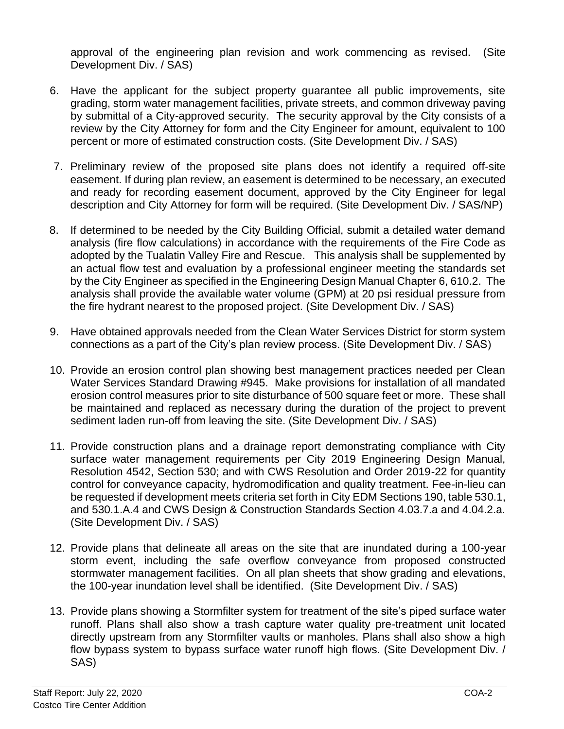approval of the engineering plan revision and work commencing as revised. (Site Development Div. / SAS)

6. Have the applicant for the subject property guarantee all public improvements, site grading, storm water management facilities, private streets, and common driveway paving by submittal of a City-approved security. The security approval by the City consists of a review by the City Attorney for form and the City Engineer for amount, equivalent to 100 percent or more of estimated construction costs. (Site Development Div. / SAS)

7. Preliminary review of the proposed site plans does not identify a required off-site easement. If during plan review, an easement is determined to be necessary, an executed and ready for recording easement document, approved by the City Engineer for legal description and City Attorney for form will be required. (Site Development Div. / SAS/NP)

8. If determined to be needed by the City Building Official, submit a detailed water demand analysis (fire flow calculations) in accordance with the requirements of the Fire Code as adopted by the Tualatin Valley Fire and Rescue. This analysis shall be supplemented by an actual flow test and evaluation by a professional engineer meeting the standards set by the City Engineer as specified in the Engineering Design Manual Chapter 6, 610.2. The analysis shall provide the available water volume (GPM) at 20 psi residual pressure from the fire hydrant nearest to the proposed project. (Site Development Div. / SAS)

9. Have obtained approvals needed from the Clean Water Services District for storm system connections as a part of the City's plan review process. (Site Development Div. / SAS)

10. Provide an erosion control plan showing best management practices needed per Clean Water Services Standard Drawing #945. Make provisions for installation of all mandated erosion control measures prior to site disturbance of 500 square feet or more. These shall be maintained and replaced as necessary during the duration of the project to prevent sediment laden run-off from leaving the site. (Site Development Div. / SAS)

11. Provide construction plans and a drainage report demonstrating compliance with City surface water management requirements per City 2019 Engineering Design Manual, Resolution 4542, Section 530; and with CWS Resolution and Order 2019-22 for quantity control for conveyance capacity, hydromodification and quality treatment. Fee-in-lieu can be requested if development meets criteria set forth in City EDM Sections 190, table 530.1, and 530.1.A.4 and CWS Design & Construction Standards Section 4.03.7.a and 4.04.2.a. (Site Development Div. / SAS)

12. Provide plans that delineate all areas on the site that are inundated during a 100-year storm event, including the safe overflow conveyance from proposed constructed stormwater management facilities. On all plan sheets that show grading and elevations, the 100-year inundation level shall be identified. (Site Development Div. / SAS)

13. Provide plans showing a Stormfilter system for treatment of the site's piped surface water runoff. Plans shall also show a trash capture water quality pre-treatment unit located directly upstream from any Stormfilter vaults or manholes. Plans shall also show a high flow bypass system to bypass surface water runoff high flows. (Site Development Div. / SAS)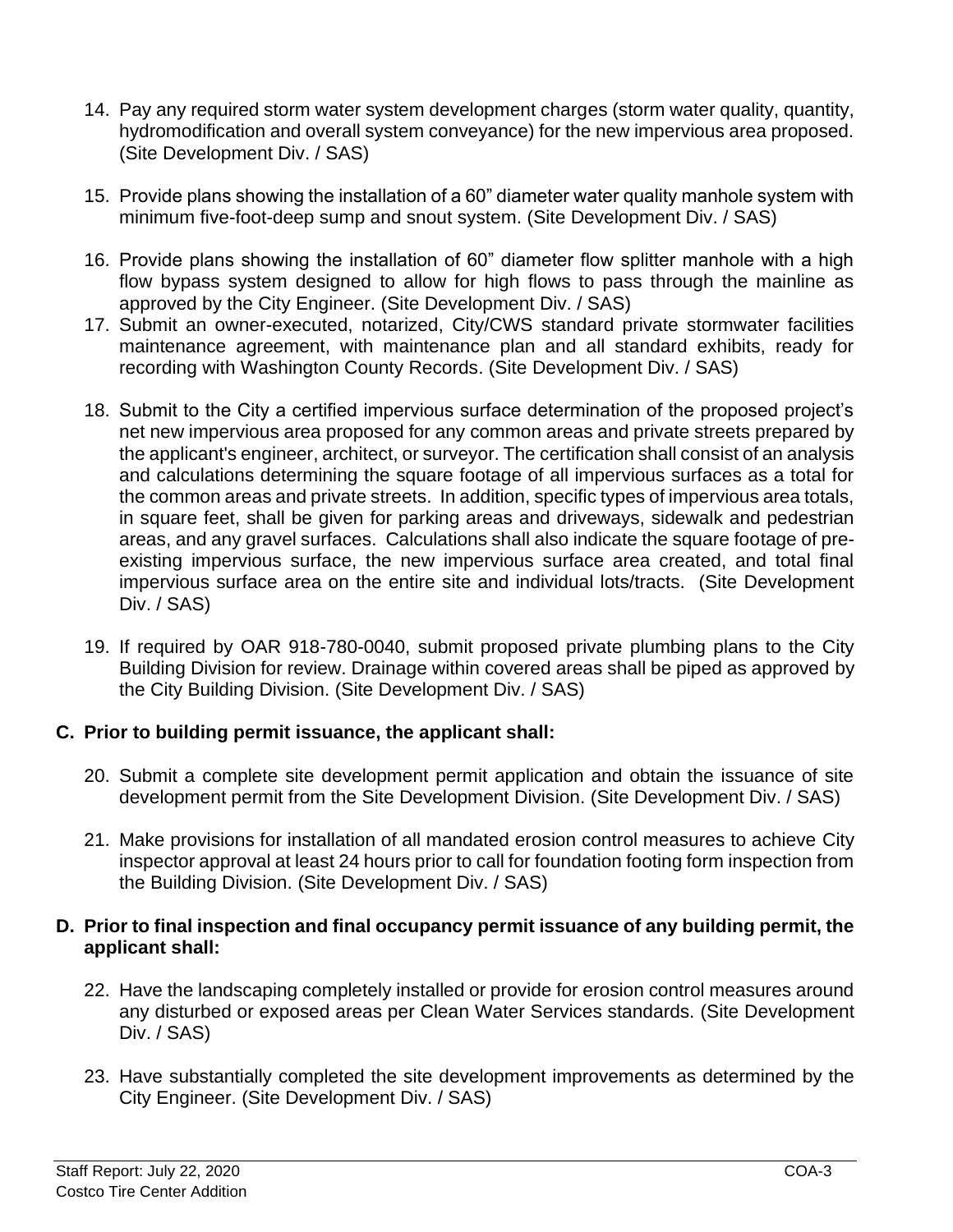14. Pay any required storm water system development charges (storm water quality, quantity, hydromodification and overall system conveyance) for the new impervious area proposed. (Site Development Div. / SAS)

15. Provide plans showing the installation of a 60" diameter water quality manhole system with minimum five-foot-deep sump and snout system. (Site Development Div. / SAS)

16. Provide plans showing the installation of 60" diameter flow splitter manhole with a high flow bypass system designed to allow for high flows to pass through the mainline as approved by the City Engineer. (Site Development Div. / SAS)

17. Submit an owner-executed, notarized, City/CWS standard private stormwater facilities maintenance agreement, with maintenance plan and all standard exhibits, ready for recording with Washington County Records. (Site Development Div. / SAS)

18. Submit to the City a certified impervious surface determination of the proposed project's net new impervious area proposed for any common areas and private streets prepared by the applicant's engineer, architect, or surveyor. The certification shall consist of an analysis and calculations determining the square footage of all impervious surfaces as a total for the common areas and private streets. In addition, specific types of impervious area totals, in square feet, shall be given for parking areas and driveways, sidewalk and pedestrian areas, and any gravel surfaces. Calculations shall also indicate the square footage of pre-existing impervious surface, the new impervious surface area created, and total final impervious surface area on the entire site and individual lots/tracts. (Site Development Div. / SAS)

19. If required by OAR 918-780-0040, submit proposed private plumbing plans to the City Building Division for review. Drainage within covered areas shall be piped as approved by the City Building Division. (Site Development Div. / SAS)

**C. Prior to building permit issuance, the applicant shall:**

20. Submit a complete site development permit application and obtain the issuance of site development permit from the Site Development Division. (Site Development Div. / SAS)

21. Make provisions for installation of all mandated erosion control measures to achieve City inspector approval at least 24 hours prior to call for foundation footing form inspection from the Building Division. (Site Development Div. / SAS)

**D. Prior to final inspection and final occupancy permit issuance of any building permit, the applicant shall:**

22. Have the landscaping completely installed or provide for erosion control measures around any disturbed or exposed areas per Clean Water Services standards. (Site Development Div. / SAS)

23. Have substantially completed the site development improvements as determined by the City Engineer. (Site Development Div. / SAS)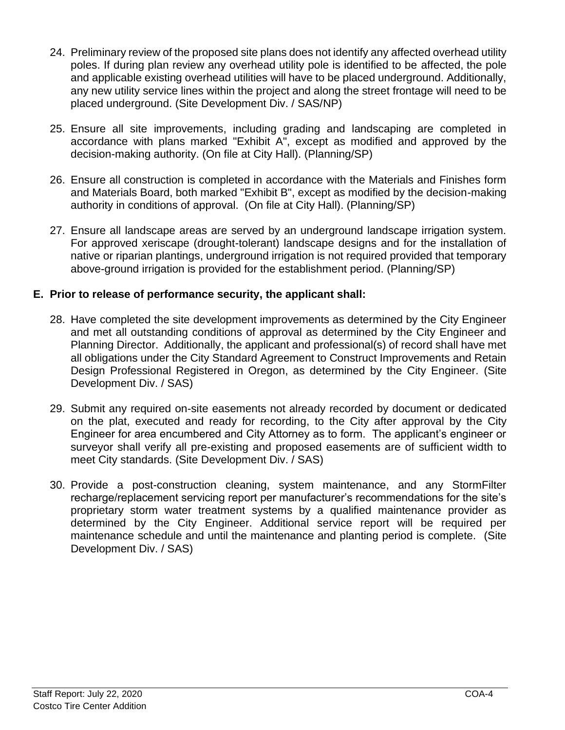24. Preliminary review of the proposed site plans does not identify any affected overhead utility poles. If during plan review any overhead utility pole is identified to be affected, the pole and applicable existing overhead utilities will have to be placed underground. Additionally, any new utility service lines within the project and along the street frontage will need to be placed underground. (Site Development Div. / SAS/NP)

25. Ensure all site improvements, including grading and landscaping are completed in accordance with plans marked "Exhibit A", except as modified and approved by the decision-making authority. (On file at City Hall). (Planning/SP)

26. Ensure all construction is completed in accordance with the Materials and Finishes form and Materials Board, both marked "Exhibit B", except as modified by the decision-making authority in conditions of approval. (On file at City Hall). (Planning/SP)

27. Ensure all landscape areas are served by an underground landscape irrigation system. For approved xeriscape (drought-tolerant) landscape designs and for the installation of native or riparian plantings, underground irrigation is not required provided that temporary above-ground irrigation is provided for the establishment period. (Planning/SP)

## E. Prior to release of performance security, the applicant shall:

28. Have completed the site development improvements as determined by the City Engineer and met all outstanding conditions of approval as determined by the City Engineer and Planning Director. Additionally, the applicant and professional(s) of record shall have met all obligations under the City Standard Agreement to Construct Improvements and Retain Design Professional Registered in Oregon, as determined by the City Engineer. (Site Development Div. / SAS)

29. Submit any required on-site easements not already recorded by document or dedicated on the plat, executed and ready for recording, to the City after approval by the City Engineer for area encumbered and City Attorney as to form. The applicant's engineer or surveyor shall verify all pre-existing and proposed easements are of sufficient width to meet City standards. (Site Development Div. / SAS)

30. Provide a post-construction cleaning, system maintenance, and any StormFilter recharge/replacement servicing report per manufacturer's recommendations for the site's proprietary storm water treatment systems by a qualified maintenance provider as determined by the City Engineer. Additional service report will be required per maintenance schedule and until the maintenance and planting period is complete. (Site Development Div. / SAS)